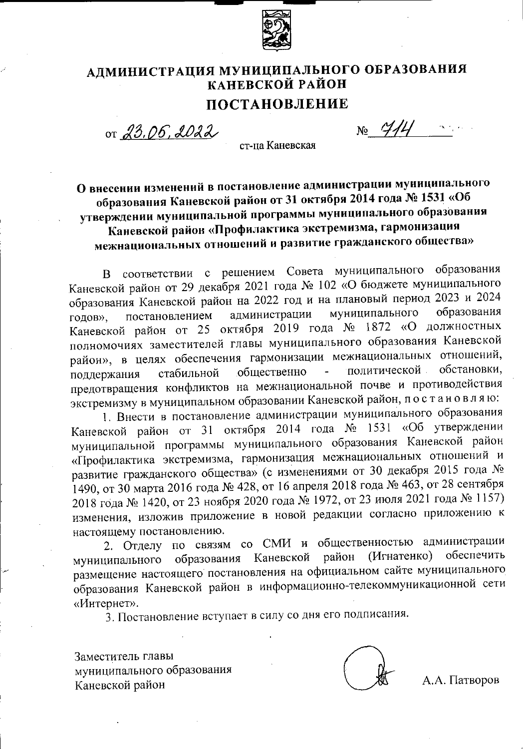# АДМИНИСТРАЦИЯ МУНИЦИПАЛЬНОГО ОБРАЗОВАНИЯ КАНЕВСКОЙ РАЙОН

## ПОСТАНОВЛЕНИЕ

от 23.06.2022 № 714

ст-ца Каневская

**О внесении изменений в постановление администрации муниципального образования Каневской район от 31 октября 2014 года № 1531 «Об утверждении муниципальной программы муниципального образования Каневской район «Профилактика экстремизма, гармонизация межнациональных отношений и развитие гражданского общества»**

В соответствии с решением Совета муниципального образования Каневской район от 29 декабря 2021 года № 102 «О бюджете муниципального образования Каневской район на 2022 год и на плановый период 2023 и 2024 годов», постановлением администрации муниципального образования Каневской район от 25 октября 2019 года № 1872 «О должностных полномочиях заместителей главы муниципального образования Каневской район», в целях обеспечения гармонизации межнациональных отношений, поддержания стабильной общественно - политической обстановки, предотвращения конфликтов на межнациональной почве и противодействия экстремизму в муниципальном образовании Каневской район, п о с т а н о в л я ю:

1. Внести в постановление администрации муниципального образования Каневской район от 31 октября 2014 года № 1531 «Об утверждении муниципальной программы муниципального образования Каневской район «Профилактика экстремизма, гармонизация межнациональных отношений и развитие гражданского общества» (с изменениями от 30 декабря 2015 года № 1490, от 30 марта 2016 года № 428, от 16 апреля 2018 года № 463, от 28 сентября 2018 года № 1420, от 23 ноября 2020 года № 1972, от 23 июля 2021 года № 1157) изменения, изложив приложение в новой редакции согласно приложению к настоящему постановлению.

2. Отделу по связям со СМИ и общественностью администрации муниципального образования Каневской район (Игнатенко) обеспечить размещение настоящего постановления на официальном сайте муниципального образования Каневской район в информационно-телекоммуникационной сети «Интернет».

3. Постановление вступает в силу со дня его подписания.

Заместитель главы
муниципального образования
Каневской район А.А. Патворов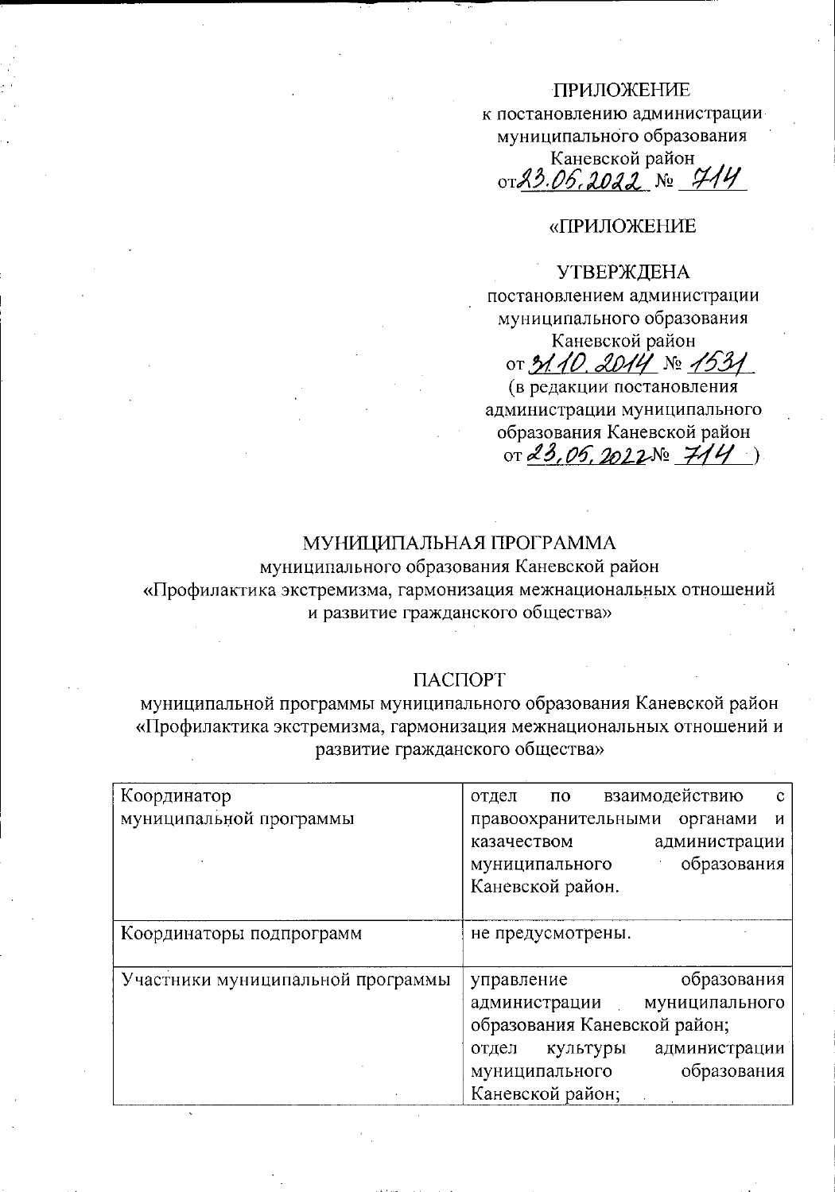ПРИЛОЖЕНИЕ
к постановлению администрации
муниципального образования
Каневской район
от 23.05.2022 № 714

«ПРИЛОЖЕНИЕ

УТВЕРЖДЕНА
постановлением администрации
муниципального образования
Каневской район
от 31.10.2014 № 1531
(в редакции постановления
администрации муниципального
образования Каневской район
от 23.05.2022 № 714 )

# МУНИЦИПАЛЬНАЯ ПРОГРАММА
муниципального образования Каневской район
«Профилактика экстремизма, гармонизация межнациональных отношений и развитие гражданского общества»

## ПАСПОРТ
муниципальной программы муниципального образования Каневской район
«Профилактика экстремизма, гармонизация межнациональных отношений и развитие гражданского общества»

| | |
|---|---|
| Координатор муниципальной программы | отдел по взаимодействию с правоохранительными органами и казачеством администрации муниципального образования Каневской район. |
| Координаторы подпрограмм | не предусмотрены. |
| Участники муниципальной программы | управление образования администрации муниципального образования Каневской район; отдел культуры администрации муниципального образования Каневской район; |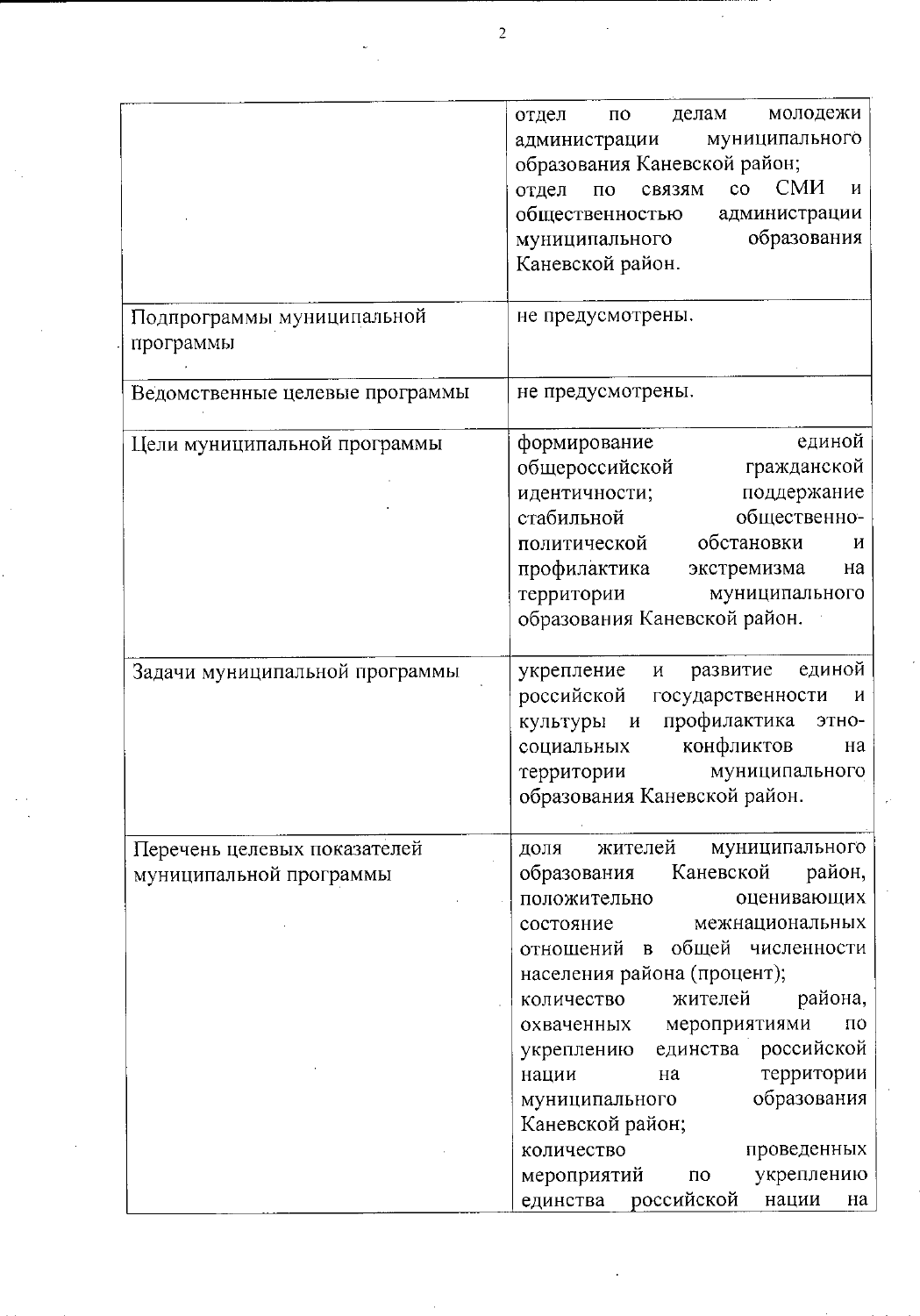| | |
|---|---|
| | отдел по делам молодежи администрации муниципального образования Каневской район; отдел по связям со СМИ и общественностью администрации муниципального образования Каневской район. |
| Подпрограммы муниципальной программы | не предусмотрены. |
| Ведомственные целевые программы | не предусмотрены. |
| Цели муниципальной программы | формирование единой общероссийской гражданской идентичности; поддержание стабильной общественно-политической обстановки и профилактика экстремизма на территории муниципального образования Каневской район. |
| Задачи муниципальной программы | укрепление и развитие единой российской государственности и культуры и профилактика этно-социальных конфликтов на территории муниципального образования Каневской район. |
| Перечень целевых показателей муниципальной программы | доля жителей муниципального образования Каневской район, положительно оценивающих состояние межнациональных отношений в общей численности населения района (процент); количество жителей района, охваченных мероприятиями по укреплению единства российской нации на территории муниципального образования Каневской район; количество проведенных мероприятий по укреплению единства российской нации на |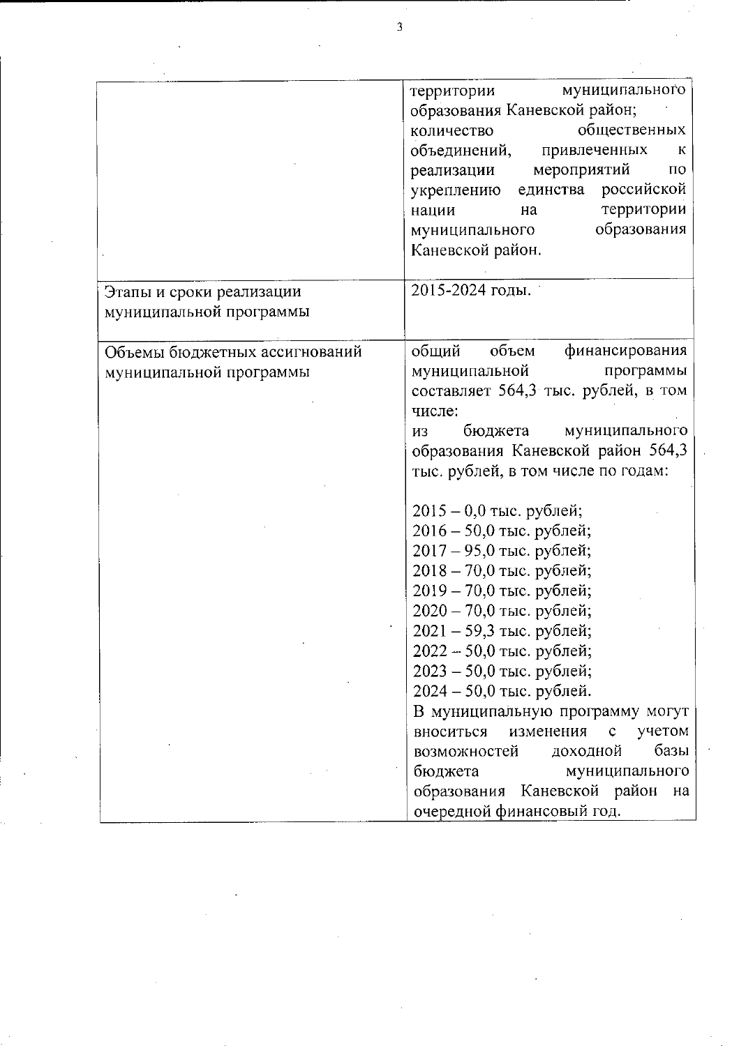| | |
|---|---|
| | территории муниципального образования Каневской район;<br>количество общественных объединений, привлеченных к реализации мероприятий по укреплению единства российской нации на территории муниципального образования Каневской район. |
| Этапы и сроки реализации муниципальной программы | 2015-2024 годы. |
| Объемы бюджетных ассигнований муниципальной программы | общий объем финансирования муниципальной программы составляет 564,3 тыс. рублей, в том числе:<br>из бюджета муниципального образования Каневской район 564,3 тыс. рублей, в том числе по годам:<br><br>2015 – 0,0 тыс. рублей;<br>2016 – 50,0 тыс. рублей;<br>2017 – 95,0 тыс. рублей;<br>2018 – 70,0 тыс. рублей;<br>2019 – 70,0 тыс. рублей;<br>2020 – 70,0 тыс. рублей;<br>2021 – 59,3 тыс. рублей;<br>2022 – 50,0 тыс. рублей;<br>2023 – 50,0 тыс. рублей;<br>2024 – 50,0 тыс. рублей.<br>В муниципальную программу могут вноситься изменения с учетом возможностей доходной базы бюджета муниципального образования Каневской район на очередной финансовый год. |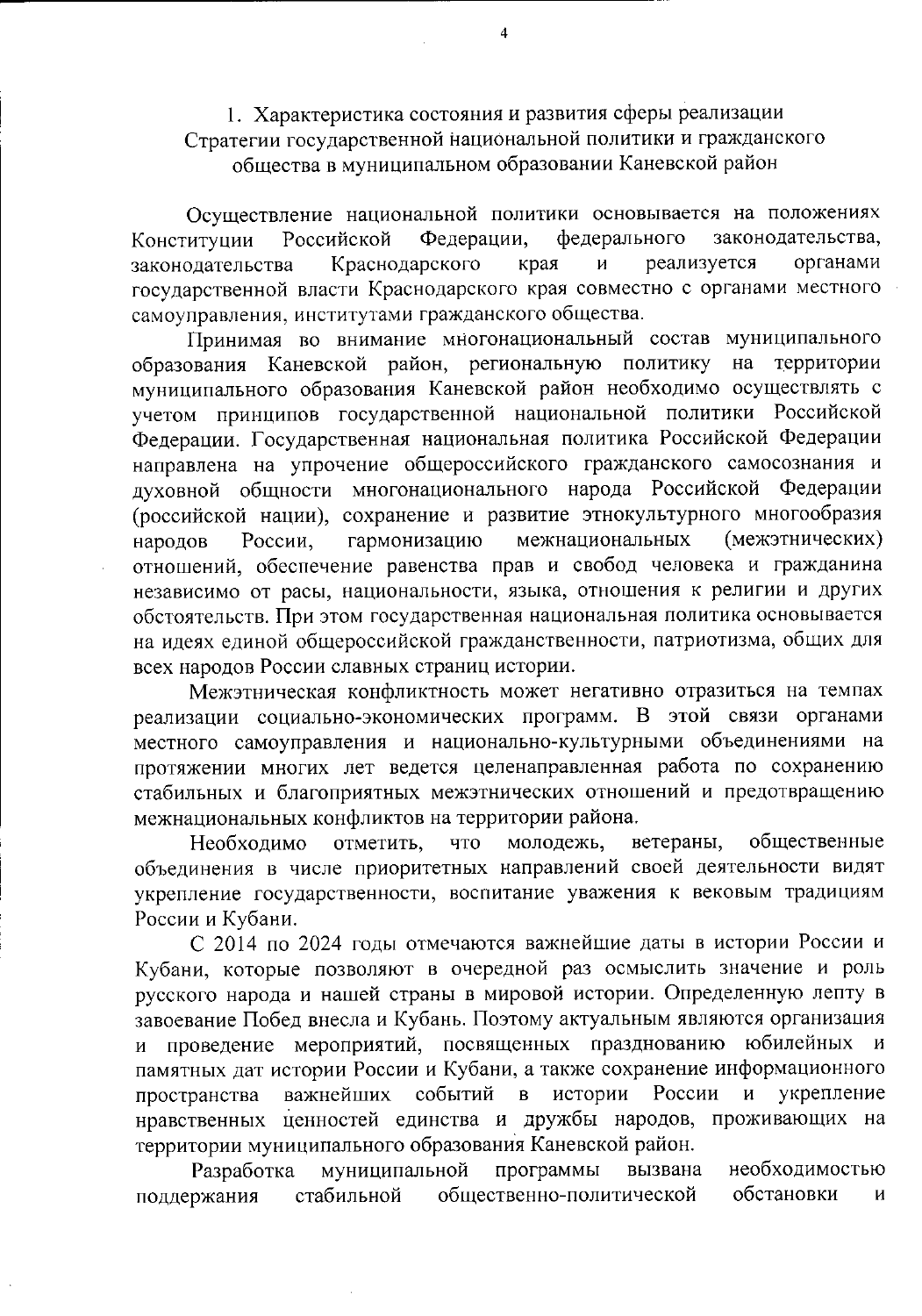## 1. Характеристика состояния и развития сферы реализации Стратегии государственной национальной политики и гражданского общества в муниципальном образовании Каневской район

Осуществление национальной политики основывается на положениях Конституции Российской Федерации, федерального законодательства, законодательства Краснодарского края и реализуется органами государственной власти Краснодарского края совместно с органами местного самоуправления, институтами гражданского общества.

Принимая во внимание многонациональный состав муниципального образования Каневской район, региональную политику на территории муниципального образования Каневской район необходимо осуществлять с учетом принципов государственной национальной политики Российской Федерации. Государственная национальная политика Российской Федерации направлена на упрочение общероссийского гражданского самосознания и духовной общности многонационального народа Российской Федерации (российской нации), сохранение и развитие этнокультурного многообразия народов России, гармонизацию межнациональных (межэтнических) отношений, обеспечение равенства прав и свобод человека и гражданина независимо от расы, национальности, языка, отношения к религии и других обстоятельств. При этом государственная национальная политика основывается на идеях единой общероссийской гражданственности, патриотизма, общих для всех народов России славных страниц истории.

Межэтническая конфликтность может негативно отразиться на темпах реализации социально-экономических программ. В этой связи органами местного самоуправления и национально-культурными объединениями на протяжении многих лет ведется целенаправленная работа по сохранению стабильных и благоприятных межэтнических отношений и предотвращению межнациональных конфликтов на территории района.

Необходимо отметить, что молодежь, ветераны, общественные объединения в числе приоритетных направлений своей деятельности видят укрепление государственности, воспитание уважения к вековым традициям России и Кубани.

С 2014 по 2024 годы отмечаются важнейшие даты в истории России и Кубани, которые позволяют в очередной раз осмыслить значение и роль русского народа и нашей страны в мировой истории. Определенную лепту в завоевание Побед внесла и Кубань. Поэтому актуальным являются организация и проведение мероприятий, посвященных празднованию юбилейных и памятных дат истории России и Кубани, а также сохранение информационного пространства важнейших событий в истории России и укрепление нравственных ценностей единства и дружбы народов, проживающих на территории муниципального образования Каневской район.

Разработка муниципальной программы вызвана необходимостью поддержания стабильной общественно-политической обстановки и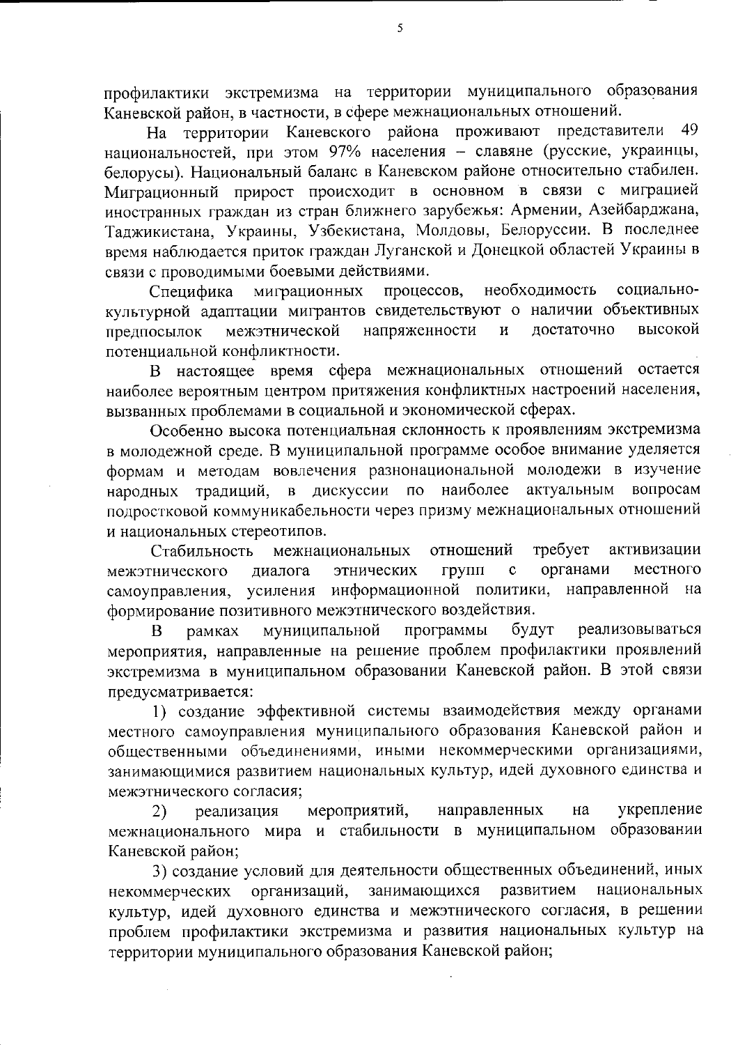профилактики экстремизма на территории муниципального образования Каневской район, в частности, в сфере межнациональных отношений.

На территории Каневского района проживают представители 49 национальностей, при этом 97% населения – славяне (русские, украинцы, белорусы). Национальный баланс в Каневском районе относительно стабилен. Миграционный прирост происходит в основном в связи с миграцией иностранных граждан из стран ближнего зарубежья: Армении, Азейбарджана, Таджикистана, Украины, Узбекистана, Молдовы, Белоруссии. В последнее время наблюдается приток граждан Луганской и Донецкой областей Украины в связи с проводимыми боевыми действиями.

Специфика миграционных процессов, необходимость социально-культурной адаптации мигрантов свидетельствуют о наличии объективных предпосылок межэтнической напряженности и достаточно высокой потенциальной конфликтности.

В настоящее время сфера межнациональных отношений остается наиболее вероятным центром притяжения конфликтных настроений населения, вызванных проблемами в социальной и экономической сферах.

Особенно высока потенциальная склонность к проявлениям экстремизма в молодежной среде. В муниципальной программе особое внимание уделяется формам и методам вовлечения разнонациональной молодежи в изучение народных традиций, в дискуссии по наиболее актуальным вопросам подростковой коммуникабельности через призму межнациональных отношений и национальных стереотипов.

Стабильность межнациональных отношений требует активизации межэтнического диалога этнических групп с органами местного самоуправления, усиления информационной политики, направленной на формирование позитивного межэтнического воздействия.

В рамках муниципальной программы будут реализовываться мероприятия, направленные на решение проблем профилактики проявлений экстремизма в муниципальном образовании Каневской район. В этой связи предусматривается:

1) создание эффективной системы взаимодействия между органами местного самоуправления муниципального образования Каневской район и общественными объединениями, иными некоммерческими организациями, занимающимися развитием национальных культур, идей духовного единства и межэтнического согласия;

2) реализация мероприятий, направленных на укрепление межнационального мира и стабильности в муниципальном образовании Каневской район;

3) создание условий для деятельности общественных объединений, иных некоммерческих организаций, занимающихся развитием национальных культур, идей духовного единства и межэтнического согласия, в решении проблем профилактики экстремизма и развития национальных культур на территории муниципального образования Каневской район;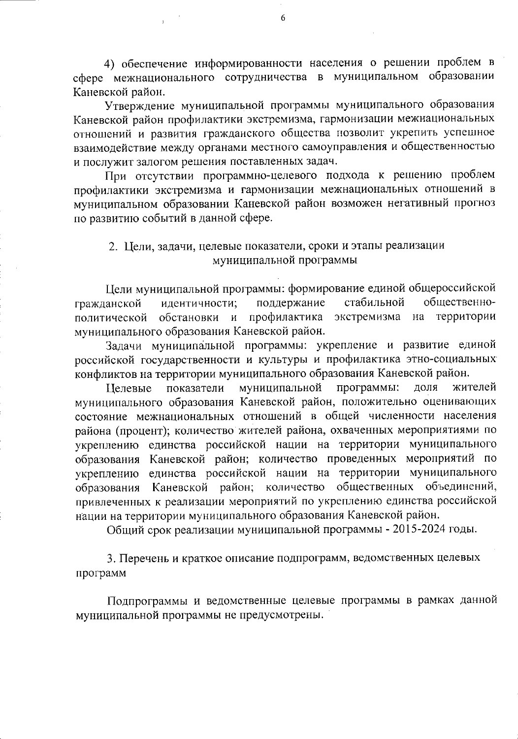4) обеспечение информированности населения о решении проблем в сфере межнационального сотрудничества в муниципальном образовании Каневской район.

Утверждение муниципальной программы муниципального образования Каневской район профилактики экстремизма, гармонизации межнациональных отношений и развития гражданского общества позволит укрепить успешное взаимодействие между органами местного самоуправления и общественностью и послужит залогом решения поставленных задач.

При отсутствии программно-целевого подхода к решению проблем профилактики экстремизма и гармонизации межнациональных отношений в муниципальном образовании Каневской район возможен негативный прогноз по развитию событий в данной сфере.

## 2. Цели, задачи, целевые показатели, сроки и этапы реализации муниципальной программы

Цели муниципальной программы: формирование единой общероссийской гражданской идентичности; поддержание стабильной общественно-политической обстановки и профилактика экстремизма на территории муниципального образования Каневской район.

Задачи муниципальной программы: укрепление и развитие единой российской государственности и культуры и профилактика этно-социальных конфликтов на территории муниципального образования Каневской район.

Целевые показатели муниципальной программы: доля жителей муниципального образования Каневской район, положительно оценивающих состояние межнациональных отношений в общей численности населения района (процент); количество жителей района, охваченных мероприятиями по укреплению единства российской нации на территории муниципального образования Каневской район; количество проведенных мероприятий по укреплению единства российской нации на территории муниципального образования Каневской район; количество общественных объединений, привлеченных к реализации мероприятий по укреплению единства российской нации на территории муниципального образования Каневской район.

Общий срок реализации муниципальной программы - 2015-2024 годы.

## 3. Перечень и краткое описание подпрограмм, ведомственных целевых программ

Подпрограммы и ведомственные целевые программы в рамках данной муниципальной программы не предусмотрены.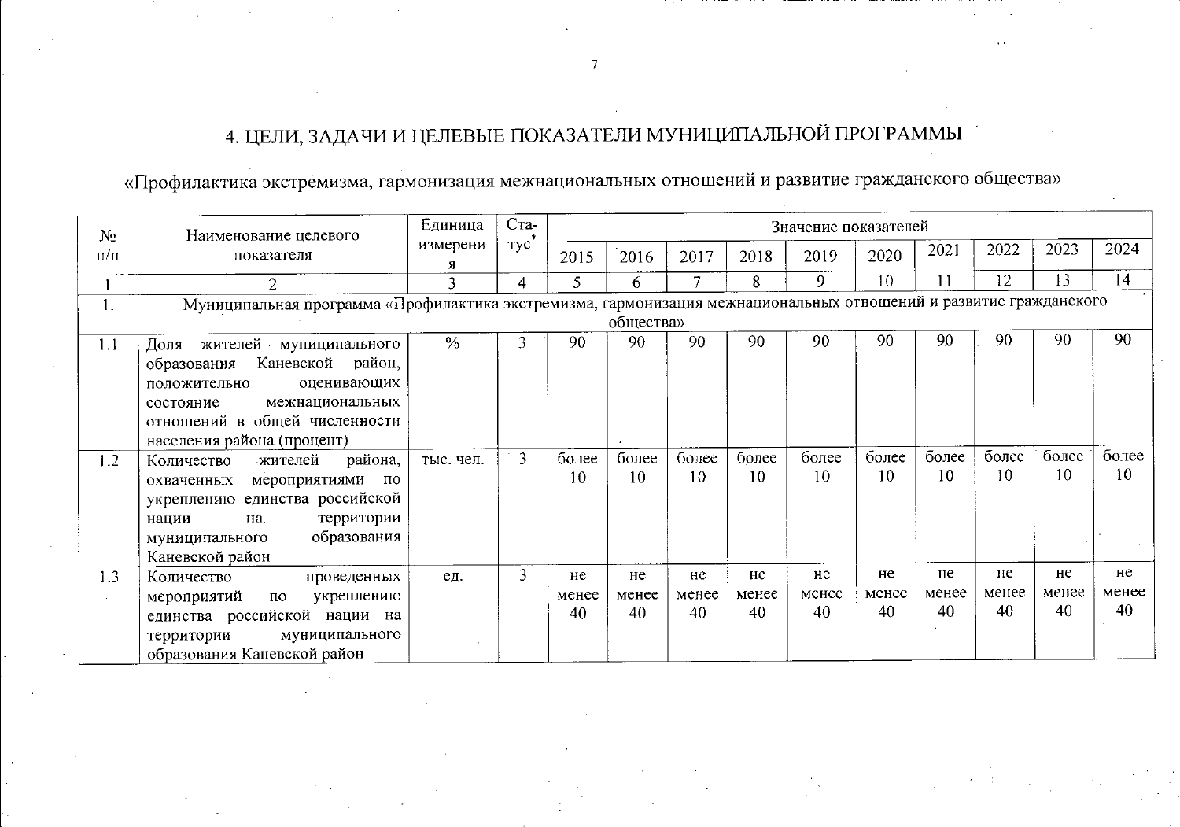# 4. ЦЕЛИ, ЗАДАЧИ И ЦЕЛЕВЫЕ ПОКАЗАТЕЛИ МУНИЦИПАЛЬНОЙ ПРОГРАММЫ

«Профилактика экстремизма, гармонизация межнациональных отношений и развитие гражданского общества»

| № п/п | Наименование целевого показателя | Единица измерения | Статус* | Значение показателей | | | | | | | | | |
|---|---|---|---|---|---|---|---|---|---|---|---|---|---|
| | | | | 2015 | 2016 | 2017 | 2018 | 2019 | 2020 | 2021 | 2022 | 2023 | 2024 |
| 1 | 2 | 3 | 4 | 5 | 6 | 7 | 8 | 9 | 10 | 11 | 12 | 13 | 14 |
| 1. | Муниципальная программа «Профилактика экстремизма, гармонизация межнациональных отношений и развитие гражданского общества» | | | | | | | | | | | | |
| 1.1 | Доля жителей муниципального образования Каневской район, положительно оценивающих состояние межнациональных отношений в общей численности населения района (процент) | % | 3 | 90 | 90 | 90 | 90 | 90 | 90 | 90 | 90 | 90 | 90 |
| 1.2 | Количество жителей района, охваченных мероприятиями по укреплению единства российской нации на территории муниципального образования Каневской район | тыс. чел. | 3 | более 10 | более 10 | более 10 | более 10 | более 10 | более 10 | более 10 | более 10 | более 10 | более 10 |
| 1.3 | Количество проведенных мероприятий по укреплению единства российской нации на территории муниципального образования Каневской район | ед. | 3 | не менее 40 | не менее 40 | не менее 40 | не менее 40 | не менее 40 | не менее 40 | не менее 40 | не менее 40 | не менее 40 | не менее 40 |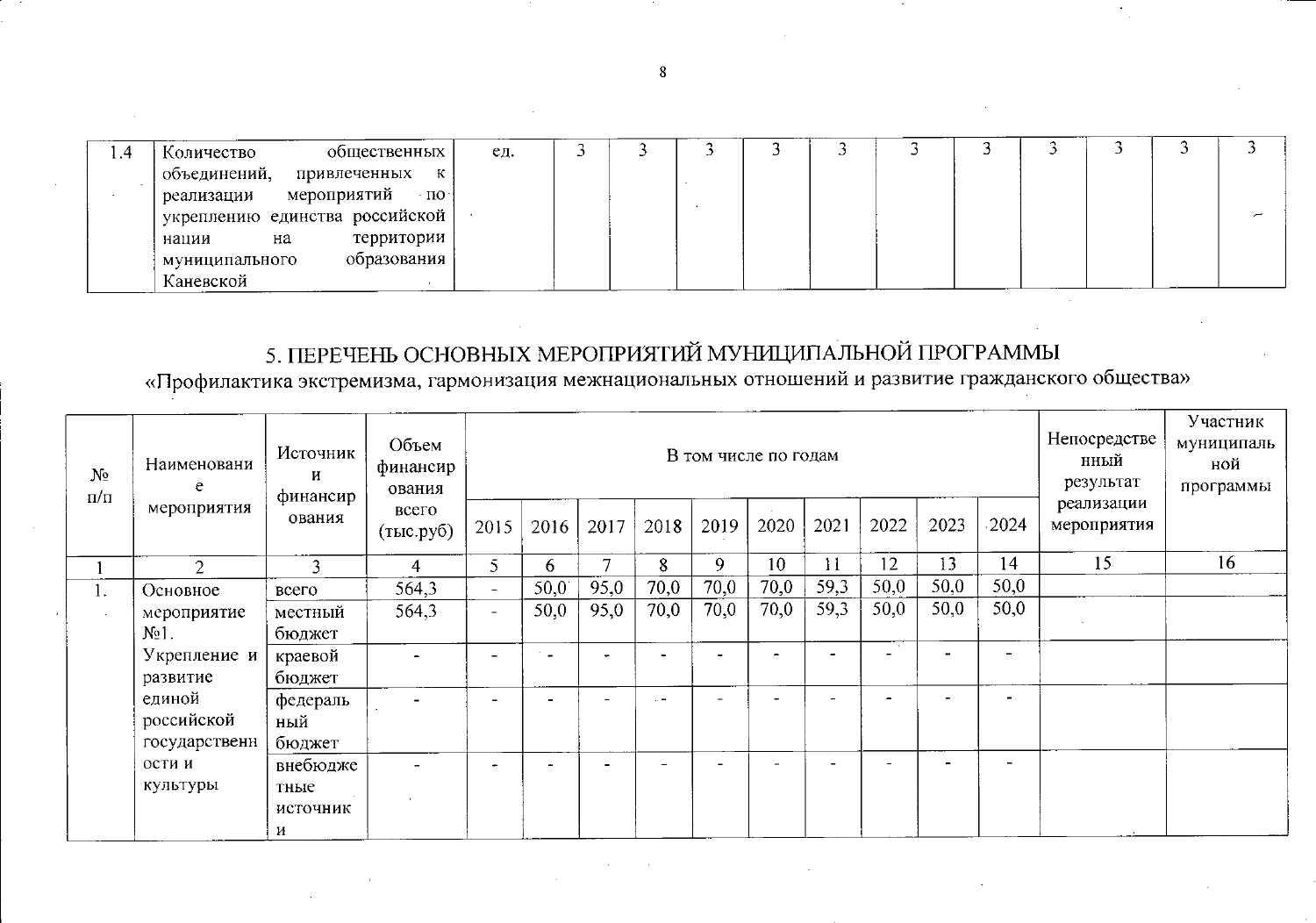| | | | | | | | | | | | | | |
|---|---|---|---|---|---|---|---|---|---|---|---|---|---|
| 1.4 | Количество общественных объединений, привлеченных к реализации мероприятий по укреплению единства российской нации на территории муниципального образования Каневской | ед. | 3 | 3 | 3 | 3 | 3 | 3 | 3 | 3 | 3 | 3 | 3 |

# 5. ПЕРЕЧЕНЬ ОСНОВНЫХ МЕРОПРИЯТИЙ МУНИЦИПАЛЬНОЙ ПРОГРАММЫ

## «Профилактика экстремизма, гармонизация межнациональных отношений и развитие гражданского общества»

| № п/п | Наименование мероприятия | Источники финансирования | Объем финансирования всего (тыс.руб) | В том числе по годам | | | | | | | | | | Непосредственный результат реализации мероприятия | Участник муниципальной программы |
|---|---|---|---|---|---|---|---|---|---|---|---|---|---|---|---|
| | | | | 2015 | 2016 | 2017 | 2018 | 2019 | 2020 | 2021 | 2022 | 2023 | 2024 | | |
| 1 | 2 | 3 | 4 | 5 | 6 | 7 | 8 | 9 | 10 | 11 | 12 | 13 | 14 | 15 | 16 |
| 1. | Основное мероприятие №1. Укрепление и развитие единой российской государственности и культуры | всего | 564,3 | - | 50,0 | 95,0 | 70,0 | 70,0 | 70,0 | 59,3 | 50,0 | 50,0 | 50,0 | | |
| | | местный бюджет | 564,3 | - | 50,0 | 95,0 | 70,0 | 70,0 | 70,0 | 59,3 | 50,0 | 50,0 | 50,0 | | |
| | | краевой бюджет | - | - | - | - | - | - | - | - | - | - | - | | |
| | | федеральный бюджет | - | - | - | - | - | - | - | - | - | - | - | | |
| | | внебюджетные источники | - | - | - | - | - | - | - | - | - | - | - | | |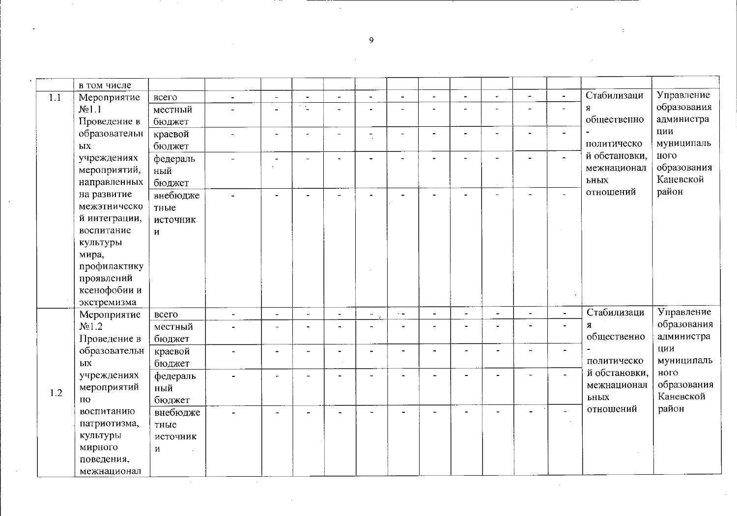| | | | | | | | | | | | | | | |
|---|---|---|---|---|---|---|---|---|---|---|---|---|---|---|
| | в том числе | | | | | | | | | | | | | |
| 1.1 | Мероприятие №1.1 Проведение в образовательных учреждениях мероприятий, направленных на развитие межэтнической интеграции, воспитание культуры мира, профилактику проявлений ксенофобии и экстремизма | всего | - | - | - | - | - | - | - | - | - | - | - | Стабилизация общественно-политической обстановки, межнациональных отношений | Управление образования администрации муниципального образования Каневской район |
| | | местный бюджет | - | - | - | - | - | - | - | - | - | - | - | | |
| | | краевой бюджет | - | - | - | - | - | - | - | - | - | - | - | | |
| | | федеральный бюджет | - | - | - | - | - | - | - | - | - | - | - | | |
| | | внебюджетные источники | - | - | - | - | - | - | - | - | - | - | - | | |
| 1.2 | Мероприятие №1.2 Проведение в образовательных учреждениях мероприятий по воспитанию патриотизма, культуры мирного поведения, межнационал | всего | - | - | - | - | - | - | - | - | - | - | - | Стабилизация общественно-политической обстановки, межнациональных отношений | Управление образования администрации муниципального образования Каневской район |
| | | местный бюджет | - | - | - | - | - | - | - | - | - | - | - | | |
| | | краевой бюджет | - | - | - | - | - | - | - | - | - | - | - | | |
| | | федеральный бюджет | - | - | - | - | - | - | - | - | - | - | - | | |
| | | внебюджетные источники | - | - | - | - | - | - | - | - | - | - | - | | |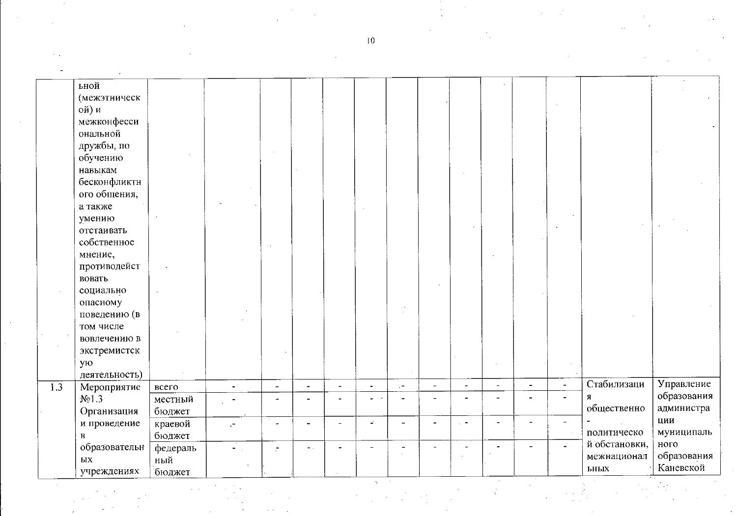| | | | | | | | | | | | | | | | |
|---|---|---|---|---|---|---|---|---|---|---|---|---|---|---|---|
| | ьной (межэтнической) и межконфессиональной дружбы, по обучению навыкам бесконфликтного общения, а также умению отстаивать собственное мнение, противодействовать социально опасному поведению (в том числе вовлечению в экстремистскую деятельность) | | | | | | | | | | | | | | |
| 1.3 | Мероприятие №1.3 Организация и проведение в образовательных учреждениях | всего | - | - | - | - | - | - | - | - | - | - | - | Стабилизация общественно-политической обстановки, межнациональных | Управление образования администрации муниципального образования Каневской |
| | | местный бюджет | - | - | - | - | - | - | - | - | - | - | - | | |
| | | краевой бюджет | - | - | - | - | - | - | - | - | - | - | - | | |
| | | федеральный бюджет | - | - | - | - | - | - | - | - | - | - | - | | |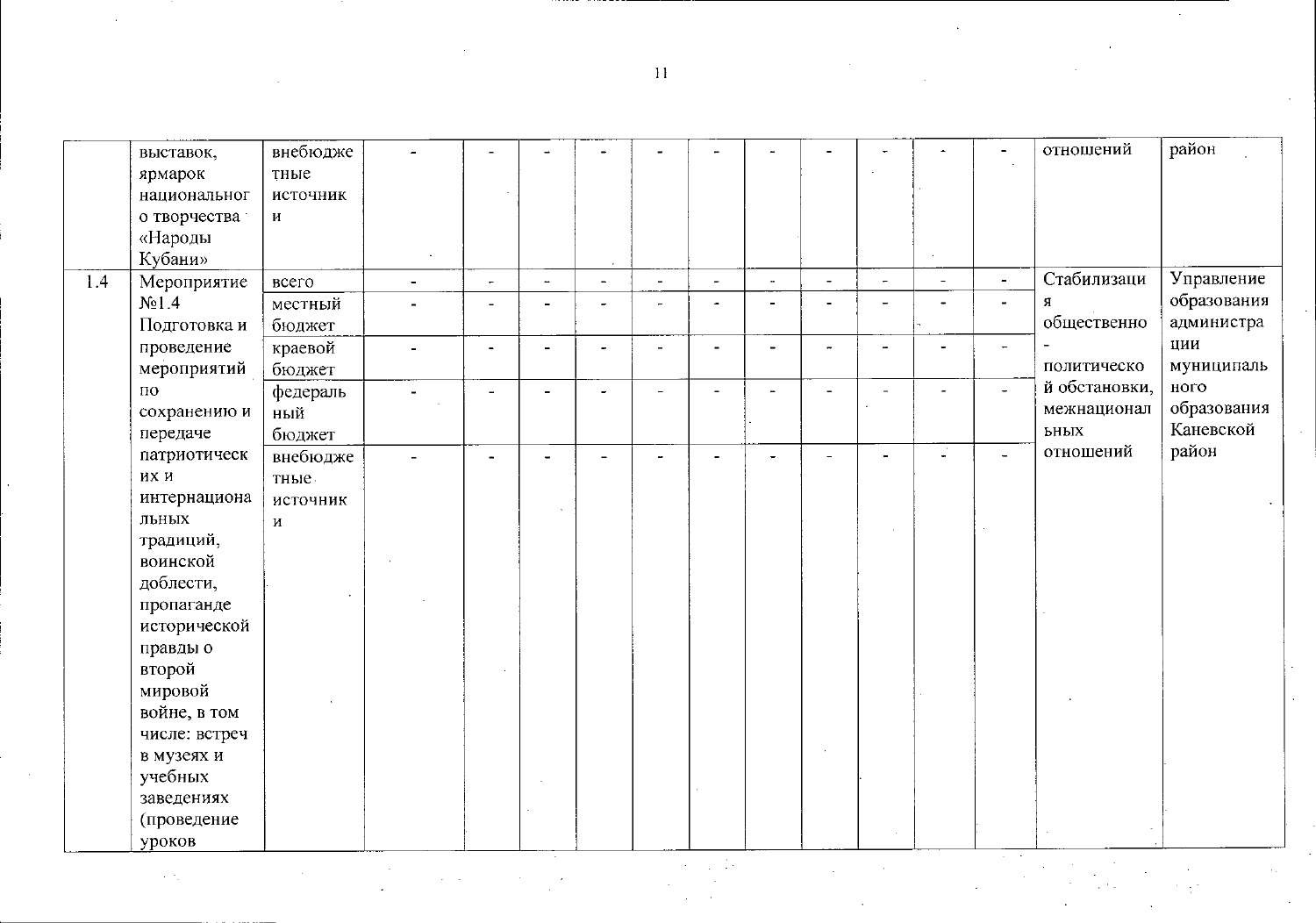| | | | | | | | | | | | | | | | |
|---|---|---|---|---|---|---|---|---|---|---|---|---|---|---|---|
| | выставок, ярмарок национального творчества «Народы Кубани» | внебюджетные источники | - | - | - | - | - | - | - | - | - | - | - | отношений | район |
| 1.4 | Мероприятие №1.4 Подготовка и проведение мероприятий по сохранению и передаче патриотических и интернациональных традиций, воинской доблести, пропаганде исторической правды о второй мировой войне, в том числе: встреч в музеях и учебных заведениях (проведение уроков | всего | - | - | - | - | - | - | - | - | - | - | - | Стабилизация общественно-политической обстановки, межнациональных отношений | Управление образования администрации муниципального образования Каневской район |
| | | местный бюджет | - | - | - | - | - | - | - | - | - | - | - | | |
| | | краевой бюджет | - | - | - | - | - | - | - | - | - | - | - | | |
| | | федеральный бюджет | - | - | - | - | - | - | - | - | - | - | - | | |
| | | внебюджетные источники | - | - | - | - | - | - | - | - | - | - | - | | |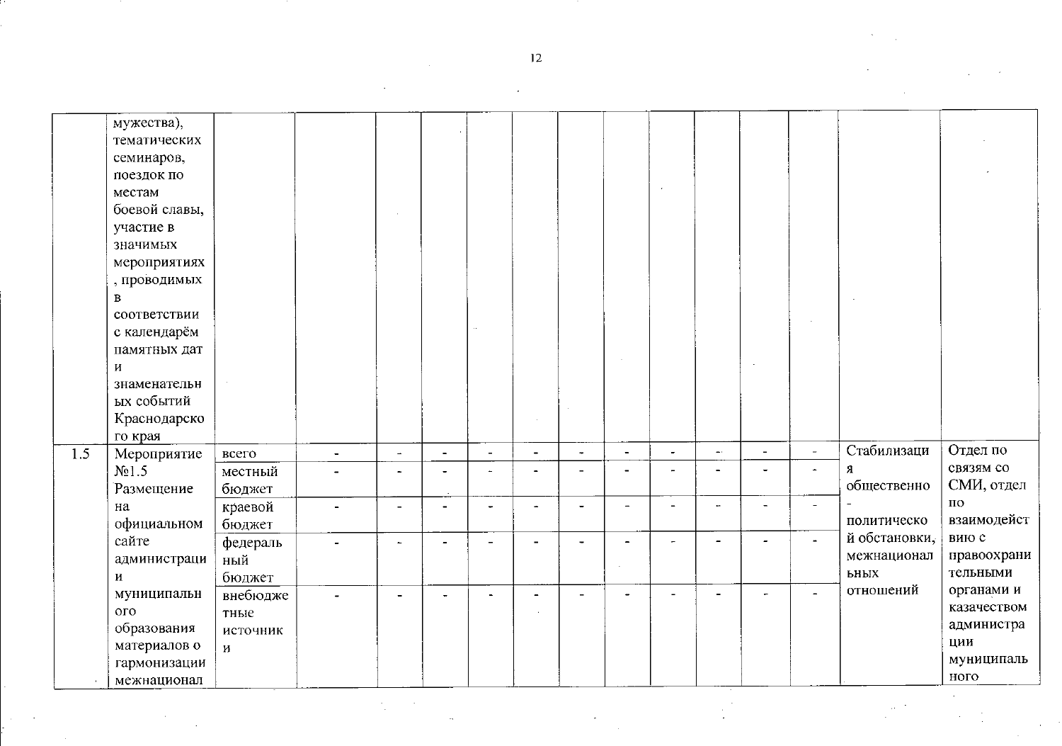| | | | | | | | | | | | | | | | |
|---|---|---|---|---|---|---|---|---|---|---|---|---|---|---|---|
| | мужества), тематических семинаров, поездок по местам боевой славы, участие в значимых мероприятиях, проводимых в соответствии с календарём памятных дат и знаменательных событий Краснодарского края | | | | | | | | | | | | | | |
| 1.5 | Мероприятие №1.5 Размещение на официальном сайте администрации муниципального образования материалов о гармонизации межнационал | всего | - | - | - | - | - | - | - | - | - | - | - | Стабилизация общественно - политической обстановки, межнациональных отношений | Отдел по связям со СМИ, отдел по взаимодействию с правоохранительными органами и казачеством администрации муниципального |
| | | местный бюджет | - | - | - | - | - | - | - | - | - | - | - | | |
| | | краевой бюджет | - | - | - | - | - | - | - | - | - | - | - | | |
| | | федеральный бюджет | - | - | - | - | - | - | - | - | - | - | - | | |
| | | внебюджетные источники | - | - | - | - | - | - | - | - | - | - | - | | |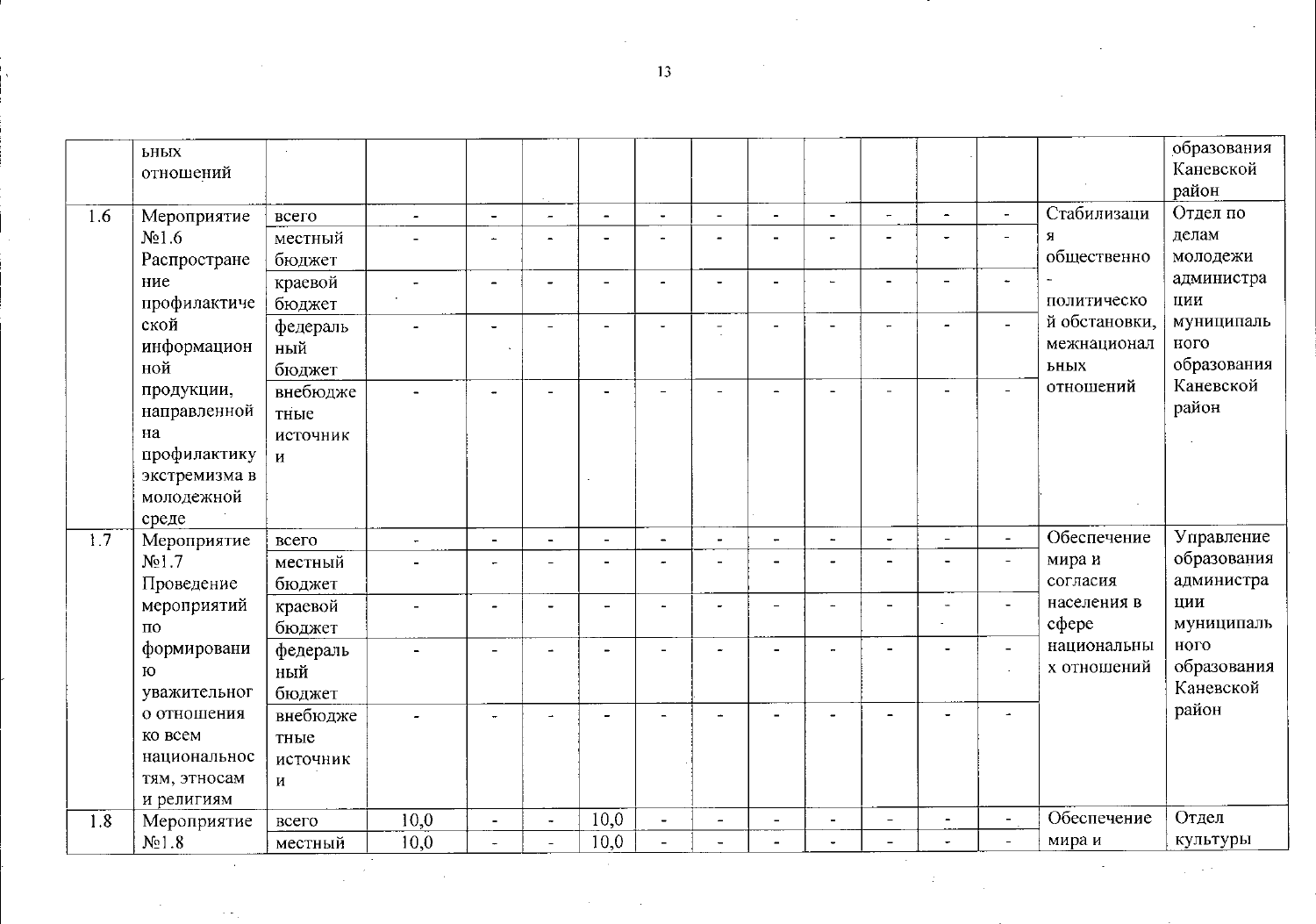| | | | | | | | | | | | | | | | |
|---|---|---|---|---|---|---|---|---|---|---|---|---|---|---|---|
| | ьных отношений | | | | | | | | | | | | | | образования Каневской район |
| 1.6 | Мероприятие №1.6 Распространение профилактической информационной продукции, направленной на профилактику экстремизма в молодежной среде | всего | - | - | - | - | - | - | - | - | - | - | - | Стабилизация общественно - политической обстановки, межнациональных отношений | Отдел по делам молодежи администрации муниципального образования Каневской район |
| | | местный бюджет | - | - | - | - | - | - | - | - | - | - | - | | |
| | | краевой бюджет | - | - | - | - | - | - | - | - | - | - | - | | |
| | | федеральный бюджет | - | - | - | - | - | - | - | - | - | - | - | | |
| | | внебюджетные источники | - | - | - | - | - | - | - | - | - | - | - | | |
| 1.7 | Мероприятие №1.7 Проведение мероприятий по формированию уважительного отношения ко всем национальностям, этносам и религиям | всего | - | - | - | - | - | - | - | - | - | - | - | Обеспечение мира и согласия населения в сфере национальных отношений | Управление образования администрации муниципального образования Каневской район |
| | | местный бюджет | - | - | - | - | - | - | - | - | - | - | - | | |
| | | краевой бюджет | - | - | - | - | - | - | - | - | - | - | - | | |
| | | федеральный бюджет | - | - | - | - | - | - | - | - | - | - | - | | |
| | | внебюджетные источники | - | - | - | - | - | - | - | - | - | - | - | | |
| 1.8 | Мероприятие №1.8 | всего | 10,0 | - | - | 10,0 | - | - | - | - | - | - | - | Обеспечение мира и | Отдел культуры |
| | | местный | 10,0 | - | - | 10,0 | - | - | - | - | - | - | - | | |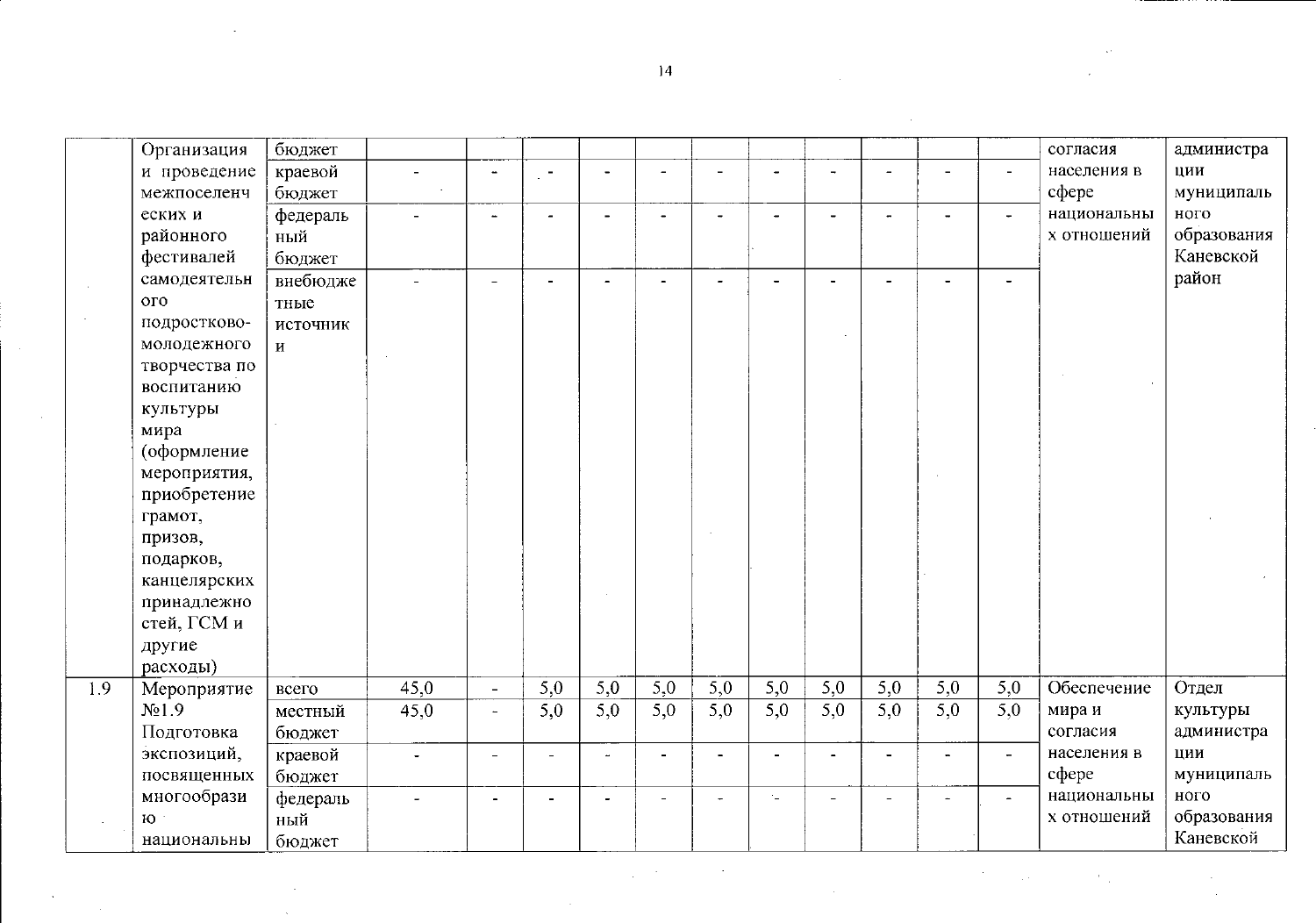| | | | | | | | | | | | | | | | |
|---|---|---|---|---|---|---|---|---|---|---|---|---|---|---|---|
| | Организация и проведение межпоселенческих и районного фестивалей самодеятельного подростково-молодежного творчества по воспитанию культуры мира (оформление мероприятия, приобретение грамот, призов, подарков, канцелярских принадлежностей, ГСМ и другие расходы) | бюджет | | | | | | | | | | | | согласия населения в сфере национальных отношений | администрации муниципального образования Каневской район |
| | | краевой бюджет | - | - | - | - | - | - | - | - | - | - | - | | |
| | | федеральный бюджет | - | - | - | - | - | - | - | - | - | - | - | | |
| | | внебюджетные источники | - | - | - | - | - | - | - | - | - | - | - | | |
| 1.9 | Мероприятие №1.9 Подготовка экспозиций, посвященных многообразию национальны | всего | 45,0 | - | 5,0 | 5,0 | 5,0 | 5,0 | 5,0 | 5,0 | 5,0 | 5,0 | 5,0 | Обеспечение мира и согласия населения в сфере национальных отношений | Отдел культуры администрации муниципального образования Каневской |
| | | местный бюджет | 45,0 | - | 5,0 | 5,0 | 5,0 | 5,0 | 5,0 | 5,0 | 5,0 | 5,0 | 5,0 | | |
| | | краевой бюджет | - | - | - | - | - | - | - | - | - | - | - | | |
| | | федеральный бюджет | - | - | - | - | - | - | - | - | - | - | - | | |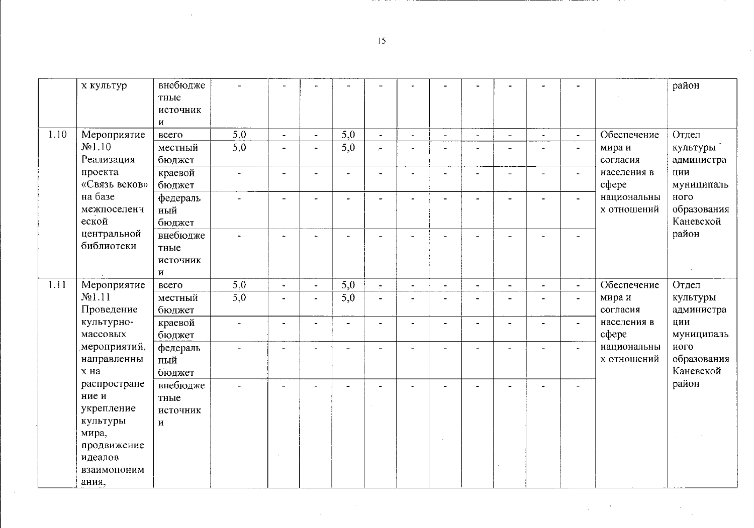| | | | | | | | | | | | | | | | |
|---|---|---|---|---|---|---|---|---|---|---|---|---|---|---|---|
| | х культур | внебюджетные источники | - | - | - | - | - | - | - | - | - | - | - | | район |
| 1.10 | Мероприятие №1.10 Реализация проекта «Связь веков» на базе межпоселенческой центральной библиотеки | всего | 5,0 | - | - | 5,0 | - | - | - | - | - | - | - | Обеспечение мира и согласия населения в сфере национальных отношений | Отдел культуры администрации муниципального образования Каневской район |
| | | местный бюджет | 5,0 | - | - | 5,0 | - | - | - | - | - | - | - | | |
| | | краевой бюджет | - | - | - | - | - | - | - | - | - | - | - | | |
| | | федеральный бюджет | - | - | - | - | - | - | - | - | - | - | - | | |
| | | внебюджетные источники | - | - | - | - | - | - | - | - | - | - | - | | |
| 1.11 | Мероприятие №1.11 Проведение культурно-массовых мероприятий, направленных на распространение и укрепление культуры мира, продвижение идеалов взаимопонимания, | всего | 5,0 | - | - | 5,0 | - | - | - | - | - | - | - | Обеспечение мира и согласия населения в сфере национальных отношений | Отдел культуры администрации муниципального образования Каневской район |
| | | местный бюджет | 5,0 | - | - | 5,0 | - | - | - | - | - | - | - | | |
| | | краевой бюджет | - | - | - | - | - | - | - | - | - | - | - | | |
| | | федеральный бюджет | - | - | - | - | - | - | - | - | - | - | - | | |
| | | внебюджетные источники | - | - | - | - | - | - | - | - | - | - | - | | |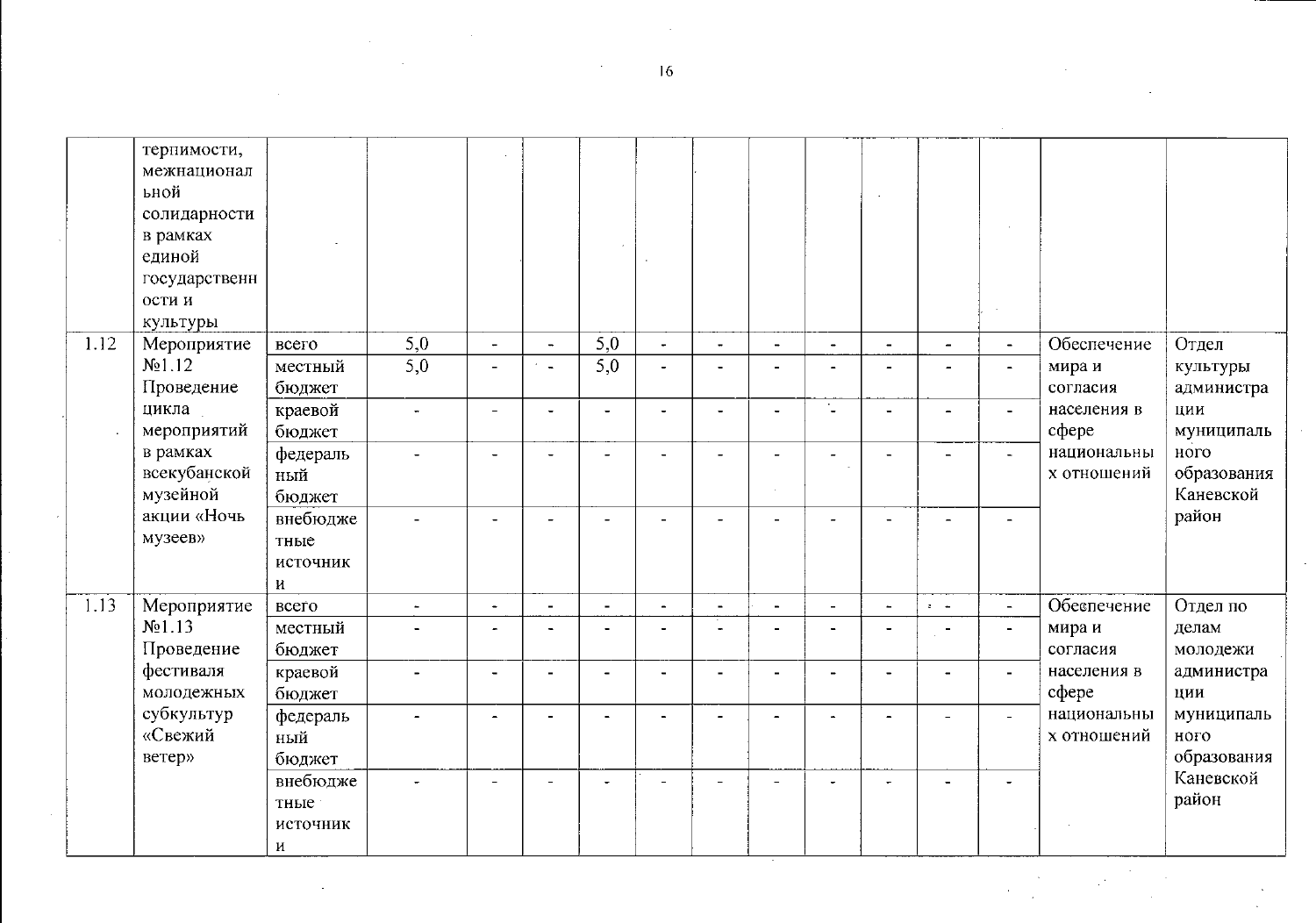| | | | | | | | | | | | | | | | |
|---|---|---|---|---|---|---|---|---|---|---|---|---|---|---|---|
| | терпимости, межнациональной солидарности в рамках единой государственности и культуры | | | | | | | | | | | | | | |
| 1.12 | Мероприятие №1.12 Проведение цикла мероприятий в рамках всекубанской музейной акции «Ночь музеев» | всего | 5,0 | - | - | 5,0 | - | - | - | - | - | - | - | Обеспечение мира и согласия населения в сфере национальных отношений | Отдел культуры администрации муниципального образования Каневской район |
| | | местный бюджет | 5,0 | - | - | 5,0 | - | - | - | - | - | - | - | | |
| | | краевой бюджет | - | - | - | - | - | - | - | - | - | - | - | | |
| | | федеральный бюджет | - | - | - | - | - | - | - | - | - | - | - | | |
| | | внебюджетные источники | - | - | - | - | - | - | - | - | - | - | - | | |
| 1.13 | Мероприятие №1.13 Проведение фестиваля молодежных субкультур «Свежий ветер» | всего | - | - | - | - | - | - | - | - | - | - | - | Обеспечение мира и согласия населения в сфере национальных отношений | Отдел по делам молодежи администрации муниципального образования Каневской район |
| | | местный бюджет | - | - | - | - | - | - | - | - | - | - | - | | |
| | | краевой бюджет | - | - | - | - | - | - | - | - | - | - | - | | |
| | | федеральный бюджет | - | - | - | - | - | - | - | - | - | - | - | | |
| | | внебюджетные источники | - | - | - | - | - | - | - | - | - | - | - | | |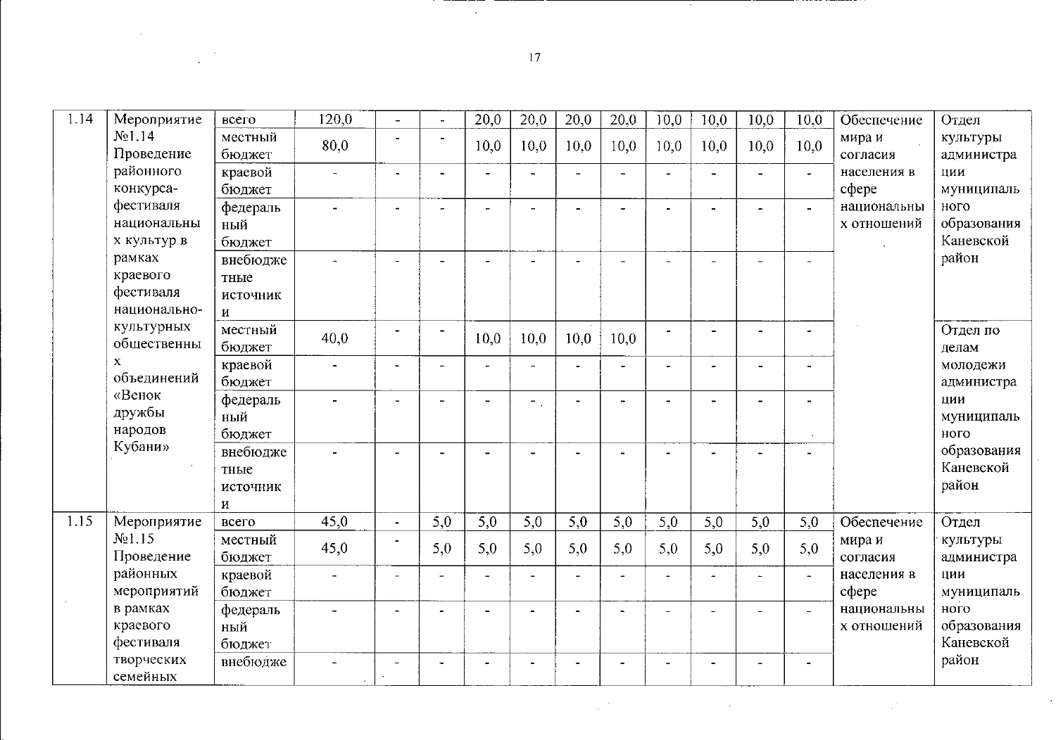| | | | | | | | | | | | | | | | |
|---|---|---|---|---|---|---|---|---|---|---|---|---|---|---|---|
| 1.14 | Мероприятие №1.14 Проведение районного конкурса-фестиваля национальных культур в рамках краевого фестиваля национально-культурных общественных объединений «Венок дружбы народов Кубани» | всего | 120,0 | - | - | 20,0 | 20,0 | 20,0 | 20,0 | 10,0 | 10,0 | 10,0 | 10,0 | Обеспечение мира и согласия населения в сфере национальных отношений | Отдел культуры администрации муниципального образования Каневской район |
| | | местный бюджет | 80,0 | - | - | 10,0 | 10,0 | 10,0 | 10,0 | 10,0 | 10,0 | 10,0 | 10,0 | | |
| | | краевой бюджет | - | - | - | - | - | - | - | - | - | - | - | | |
| | | федеральный бюджет | - | - | - | - | - | - | - | - | - | - | - | | |
| | | внебюджетные источники | - | - | - | - | - | - | - | - | - | - | - | | |
| | | местный бюджет | 40,0 | - | - | 10,0 | 10,0 | 10,0 | 10,0 | - | - | - | - | | Отдел по делам молодежи администрации муниципального образования Каневской район |
| | | краевой бюджет | - | - | - | - | - | - | - | - | - | - | - | | |
| | | федеральный бюджет | - | - | - | - | - | - | - | - | - | - | - | | |
| | | внебюджетные источники | - | - | - | - | - | - | - | - | - | - | - | | |
| 1.15 | Мероприятие №1.15 Проведение районных мероприятий в рамках краевого фестиваля творческих семейных | всего | 45,0 | - | 5,0 | 5,0 | 5,0 | 5,0 | 5,0 | 5,0 | 5,0 | 5,0 | 5,0 | Обеспечение мира и согласия населения в сфере национальных отношений | Отдел культуры администрации муниципального образования Каневской район |
| | | местный бюджет | 45,0 | - | 5,0 | 5,0 | 5,0 | 5,0 | 5,0 | 5,0 | 5,0 | 5,0 | 5,0 | | |
| | | краевой бюджет | - | - | - | - | - | - | - | - | - | - | - | | |
| | | федеральный бюджет | - | - | - | - | - | - | - | - | - | - | - | | |
| | | внебюдже | - | - | - | - | - | - | - | - | - | - | - | | |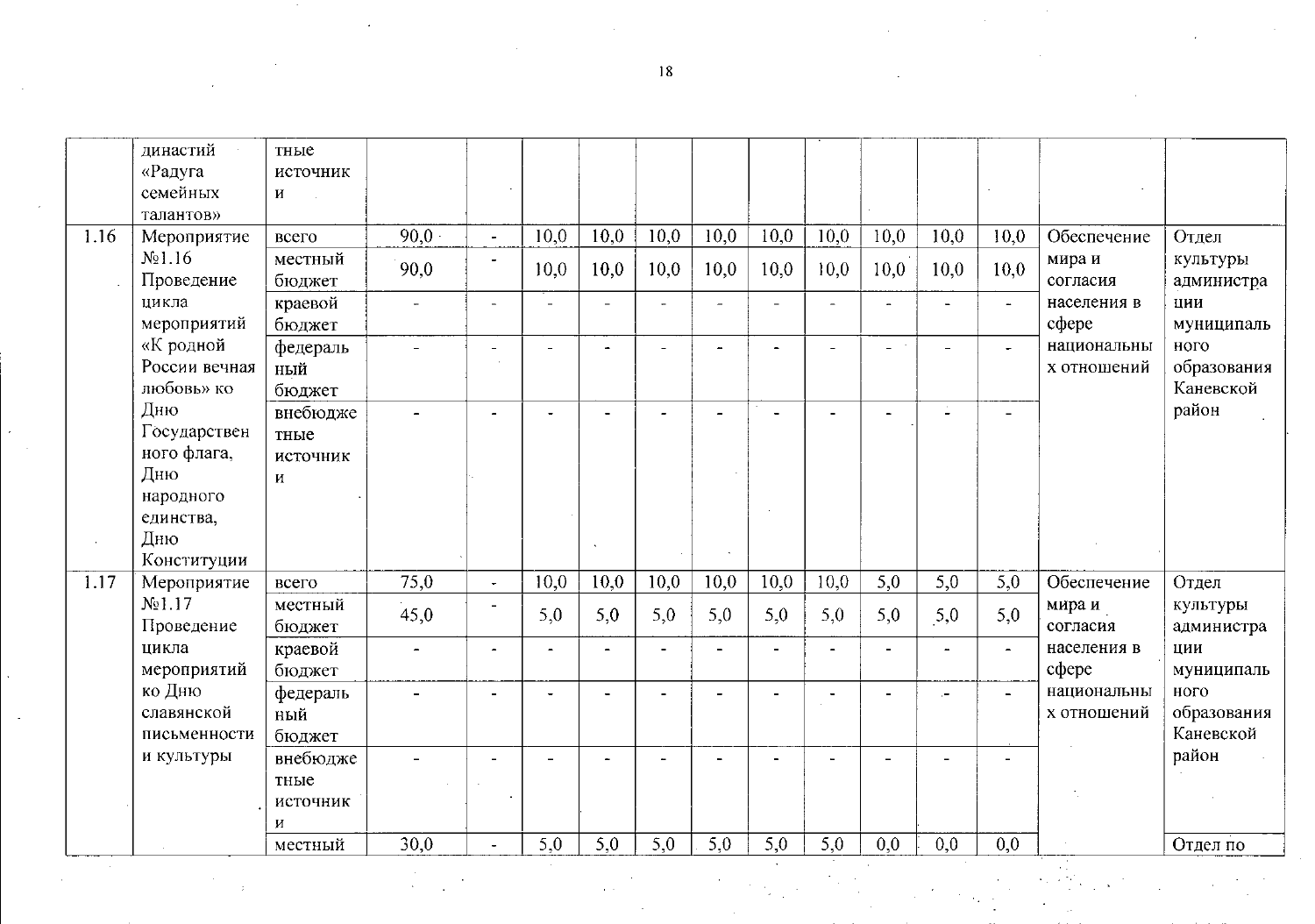| | | | | | | | | | | | | | | | |
|---|---|---|---|---|---|---|---|---|---|---|---|---|---|---|---|
| | династий «Радуга семейных талантов» | внебюджетные источники | | | | | | | | | | | | | |
| 1.16 | Мероприятие №1.16 Проведение цикла мероприятий «К родной России вечная любовь» ко Дню Государственного флага, Дню народного единства, Дню Конституции | всего | 90,0 | - | 10,0 | 10,0 | 10,0 | 10,0 | 10,0 | 10,0 | 10,0 | 10,0 | 10,0 | Обеспечение мира и согласия населения в сфере национальных отношений | Отдел культуры администрации муниципального образования Каневской район |
| | | местный бюджет | 90,0 | - | 10,0 | 10,0 | 10,0 | 10,0 | 10,0 | 10,0 | 10,0 | 10,0 | 10,0 | | |
| | | краевой бюджет | - | - | - | - | - | - | - | - | - | - | - | | |
| | | федеральный бюджет | - | - | - | - | - | - | - | - | - | - | - | | |
| | | внебюджетные источники | - | - | - | - | - | - | - | - | - | - | - | | |
| 1.17 | Мероприятие №1.17 Проведение цикла мероприятий ко Дню славянской письменности и культуры | всего | 75,0 | - | 10,0 | 10,0 | 10,0 | 10,0 | 10,0 | 10,0 | 5,0 | 5,0 | 5,0 | Обеспечение мира и согласия населения в сфере национальных отношений | Отдел культуры администрации муниципального образования Каневской район |
| | | местный бюджет | 45,0 | - | 5,0 | 5,0 | 5,0 | 5,0 | 5,0 | 5,0 | 5,0 | 5,0 | 5,0 | | |
| | | краевой бюджет | - | - | - | - | - | - | - | - | - | - | - | | |
| | | федеральный бюджет | - | - | - | - | - | - | - | - | - | - | - | | |
| | | внебюджетные источники | - | - | - | - | - | - | - | - | - | - | - | | |
| | | местный | 30,0 | - | 5,0 | 5,0 | 5,0 | 5,0 | 5,0 | 5,0 | 0,0 | 0,0 | 0,0 | | Отдел по |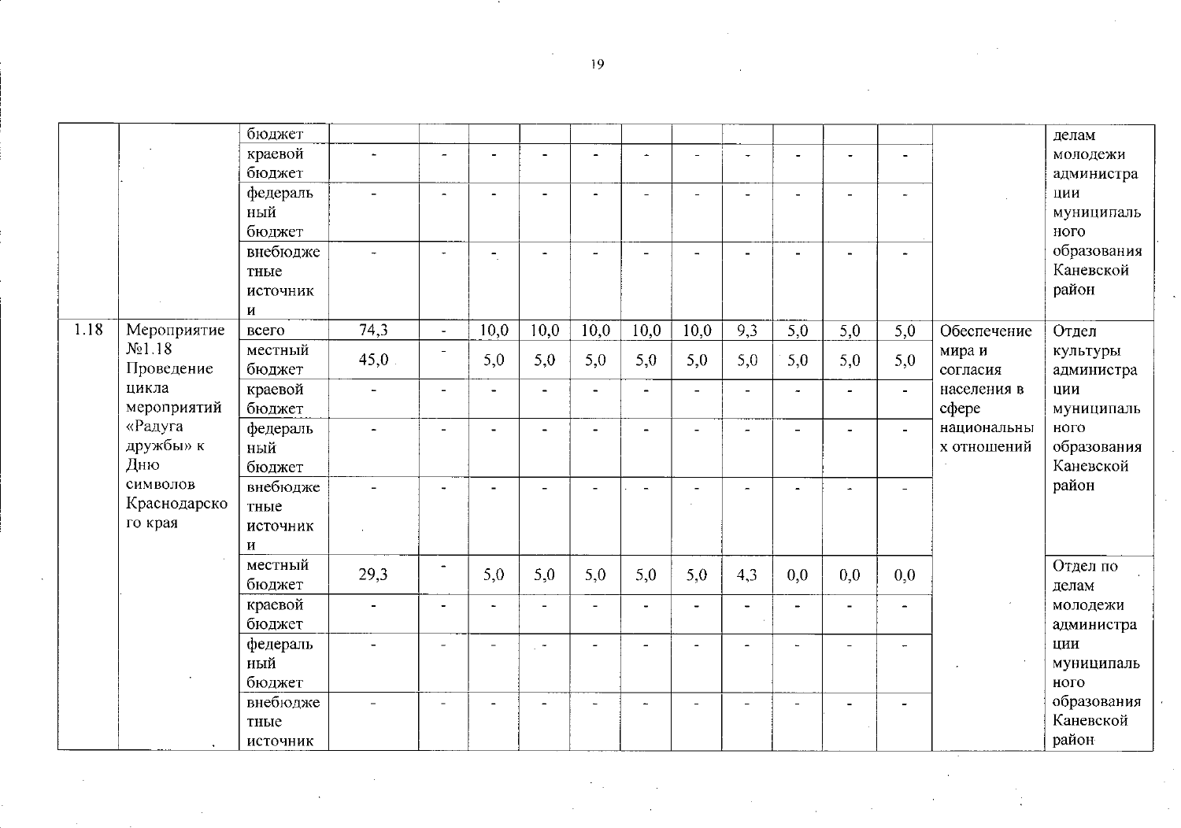| | | | | | | | | | | | | | | | |
|---|---|---|---|---|---|---|---|---|---|---|---|---|---|---|---|
| | | бюджет | | | | | | | | | | | | | делам молодежи администрации муниципального образования Каневской район |
| | | краевой бюджет | - | - | - | - | - | - | - | - | - | - | - | | |
| | | федеральный бюджет | - | - | - | - | - | - | - | - | - | - | - | | |
| | | внебюджетные источники | - | - | - | - | - | - | - | - | - | - | - | | |
| 1.18 | Мероприятие №1.18 Проведение цикла мероприятий «Радуга дружбы» к Дню символов Краснодарского края | всего | 74,3 | - | 10,0 | 10,0 | 10,0 | 10,0 | 10,0 | 9,3 | 5,0 | 5,0 | 5,0 | Обеспечение мира и согласия населения в сфере национальных отношений | Отдел культуры администрации муниципального образования Каневской район |
| | | местный бюджет | 45,0 | - | 5,0 | 5,0 | 5,0 | 5,0 | 5,0 | 5,0 | 5,0 | 5,0 | 5,0 | | |
| | | краевой бюджет | - | - | - | - | - | - | - | - | - | - | - | | |
| | | федеральный бюджет | - | - | - | - | - | - | - | - | - | - | - | | |
| | | внебюджетные источники | - | - | - | - | - | - | - | - | - | - | - | | |
| | | местный бюджет | 29,3 | - | 5,0 | 5,0 | 5,0 | 5,0 | 5,0 | 4,3 | 0,0 | 0,0 | 0,0 | | Отдел по делам молодежи администрации муниципального образования Каневской район |
| | | краевой бюджет | - | - | - | - | - | - | - | - | - | - | - | | |
| | | федеральный бюджет | - | - | - | - | - | - | - | - | - | - | - | | |
| | | внебюджетные источник | - | - | - | - | - | - | - | - | - | - | - | | |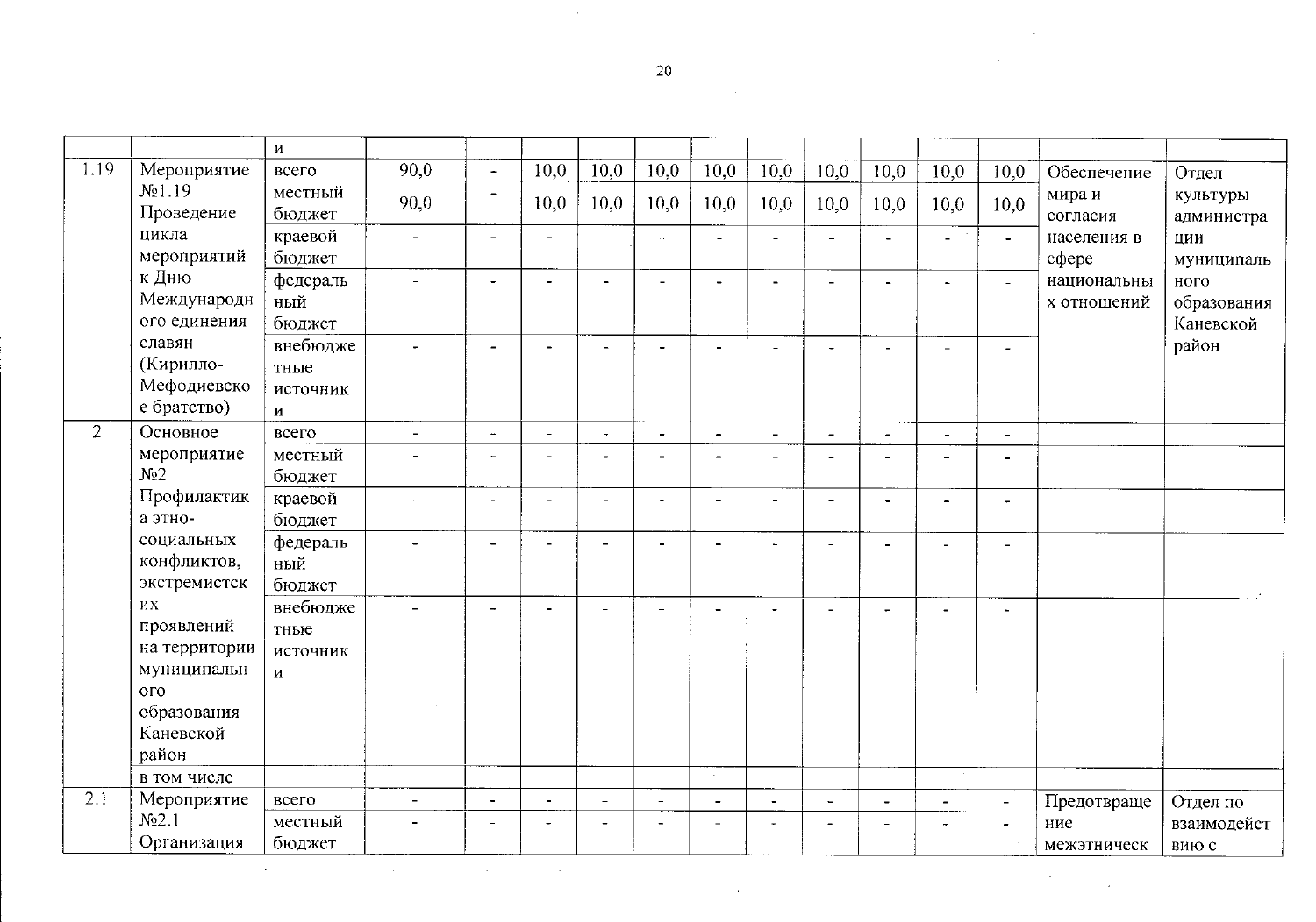| | | | | | | | | | | | | | | | |
|---|---|---|---|---|---|---|---|---|---|---|---|---|---|---|---|
| | | и | | | | | | | | | | | | | |
| 1.19 | Мероприятие №1.19 Проведение цикла мероприятий к Дню Международного единения славян (Кирилло-Мефодиевское братство) | всего | 90,0 | - | 10,0 | 10,0 | 10,0 | 10,0 | 10,0 | 10,0 | 10,0 | 10,0 | 10,0 | Обеспечение мира и согласия населения в сфере национальных отношений | Отдел культуры администрации муниципального образования Каневской район |
| | | местный бюджет | 90,0 | - | 10,0 | 10,0 | 10,0 | 10,0 | 10,0 | 10,0 | 10,0 | 10,0 | 10,0 | | |
| | | краевой бюджет | - | - | - | - | - | - | - | - | - | - | - | | |
| | | федеральный бюджет | - | - | - | - | - | - | - | - | - | - | - | | |
| | | внебюджетные источники | - | - | - | - | - | - | - | - | - | - | - | | |
| 2 | Основное мероприятие №2 Профилактика этно-социальных конфликтов, экстремистских проявлений на территории муниципального образования Каневской район | всего | - | - | - | - | - | - | - | - | - | - | - | | |
| | | местный бюджет | - | - | - | - | - | - | - | - | - | - | - | | |
| | | краевой бюджет | - | - | - | - | - | - | - | - | - | - | - | | |
| | | федеральный бюджет | - | - | - | - | - | - | - | - | - | - | - | | |
| | | внебюджетные источники | - | - | - | - | - | - | - | - | - | - | - | | |
| | в том числе | | | | | | | | | | | | | | |
| 2.1 | Мероприятие №2.1 Организация | всего | - | - | - | - | - | - | - | - | - | - | - | Предотвращение межэтническ | Отдел по взаимодействию с |
| | | местный бюджет | - | - | - | - | - | - | - | - | - | - | - | | |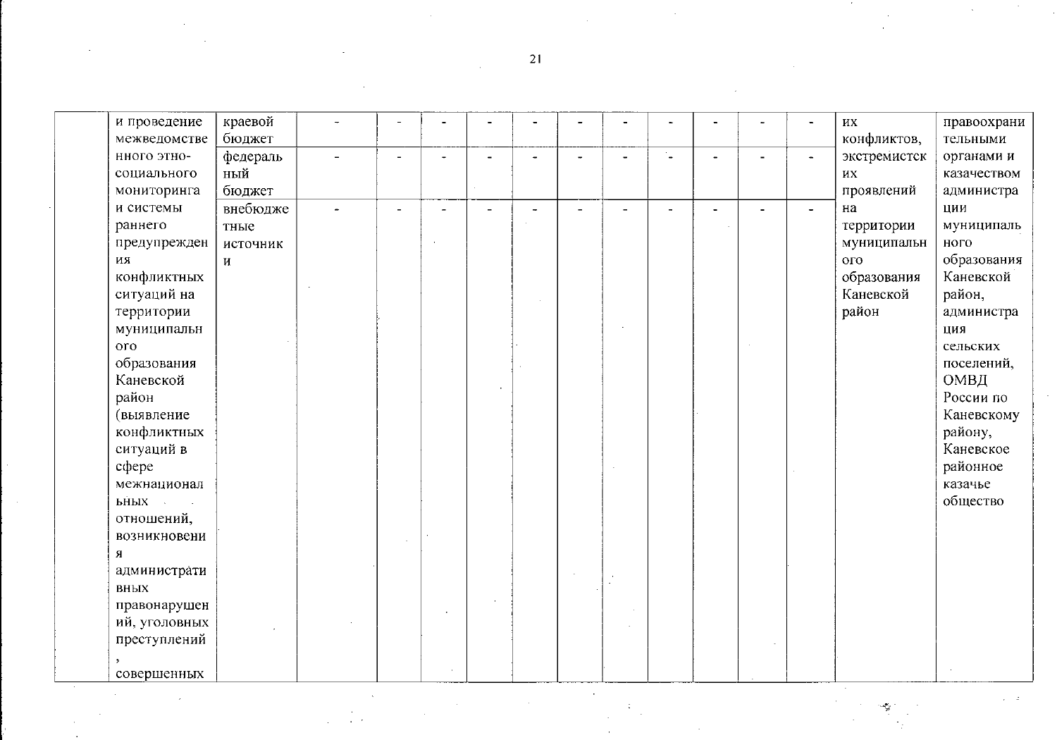| | | | | | | | | | | | | | | | |
|---|---|---|---|---|---|---|---|---|---|---|---|---|---|---|---|
| | и проведение межведомственного этно-социального мониторинга и системы раннего предупреждения конфликтных ситуаций на территории муниципального образования Каневской район (выявление конфликтных ситуаций в сфере межнациональных отношений, возникновения административных правонарушений, уголовных преступлений, совершенных | краевой бюджет | - | - | - | - | - | - | - | - | - | - | - | их конфликтов, экстремистских проявлений на территории муниципального образования Каневской район | правоохранительными органами и казачеством администрации муниципального образования Каневской район, администрация сельских поселений, ОМВД России по Каневскому району, Каневское районное казачье общество |
| | | федеральный бюджет | - | - | - | - | - | - | - | - | - | - | - | | |
| | | внебюджетные источники | - | - | - | - | - | - | - | - | - | - | - | | |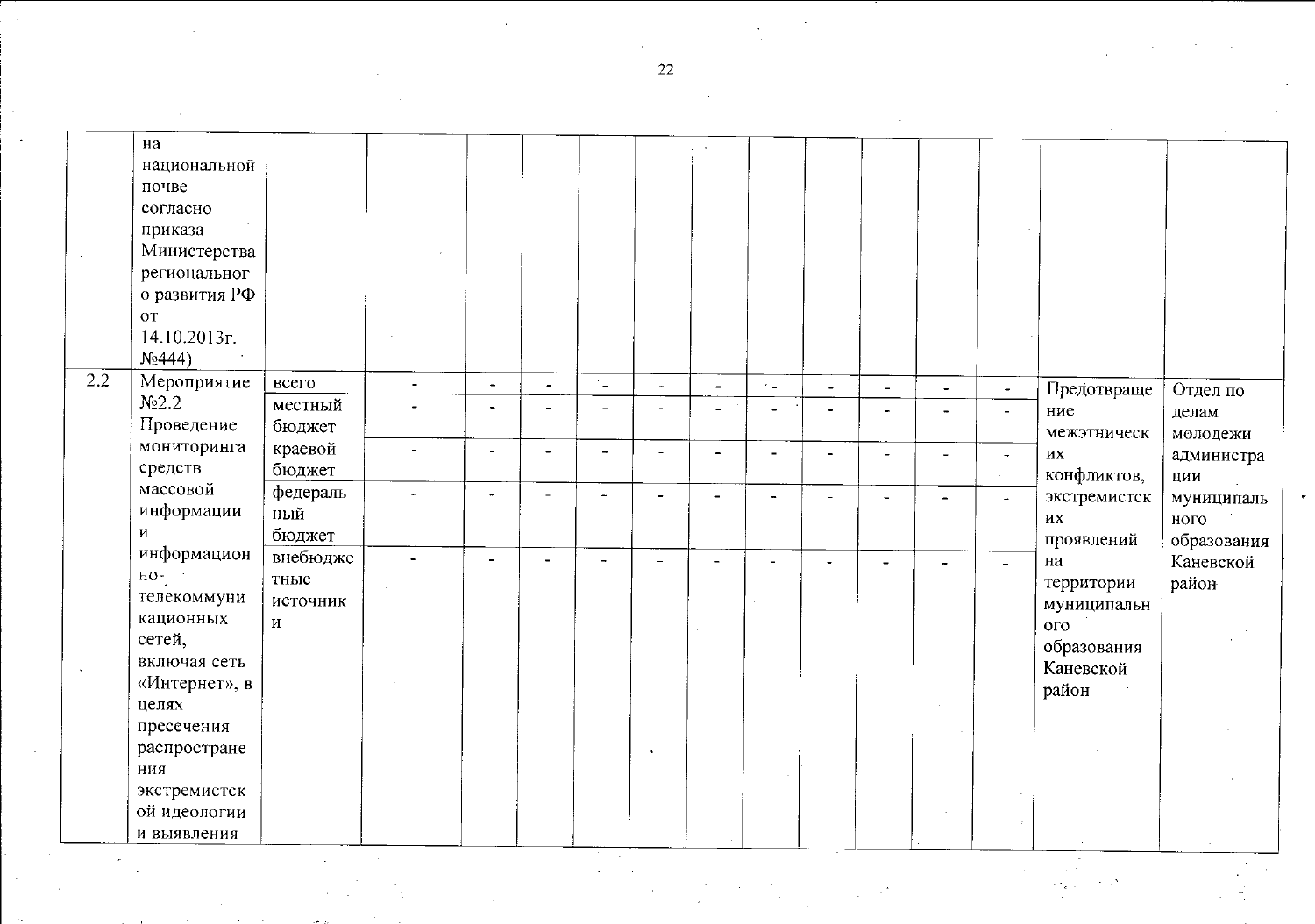| | | | | | | | | | | | | | | | |
|---|---|---|---|---|---|---|---|---|---|---|---|---|---|---|---|
| | на национальной почве согласно приказа Министерства регионального развития РФ от 14.10.2013г. №444) | | | | | | | | | | | | | | |
| 2.2 | Мероприятие №2.2 Проведение мониторинга средств массовой информации и информационно-телекоммуникационных сетей, включая сеть «Интернет», в целях пресечения распространения экстремистской идеологии и выявления | всего | - | - | - | - | - | - | - | - | - | - | - | Предотвращение межэтнических конфликтов, экстремистских проявлений на территории муниципального образования Каневской район | Отдел по делам молодежи администрации муниципального образования Каневской район |
| | | местный бюджет | - | - | - | - | - | - | - | - | - | - | - | | |
| | | краевой бюджет | - | - | - | - | - | - | - | - | - | - | - | | |
| | | федеральный бюджет | - | - | - | - | - | - | - | - | - | - | - | | |
| | | внебюджетные источники | - | - | - | - | - | - | - | - | - | - | - | | |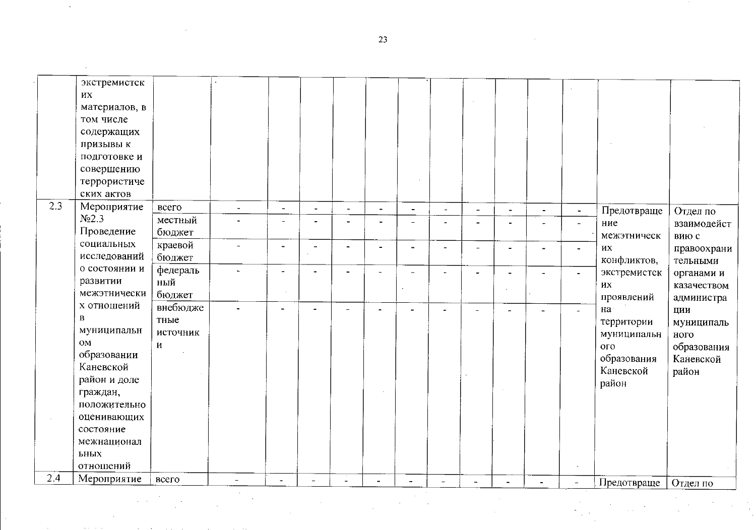| | | | | | | | | | | | | | | | |
|---|---|---|---|---|---|---|---|---|---|---|---|---|---|---|---|
| | экстремистских материалов, в том числе содержащих призывы к подготовке и совершению террористических актов | | | | | | | | | | | | | | |
| 2.3 | Мероприятие №2.3 Проведение социальных исследований о состоянии и развитии межэтнических отношений в муниципальном образовании Каневской район и доле граждан, положительно оценивающих состояние межнациональных отношений | всего | - | - | - | - | - | - | - | - | - | - | - | Предотвращение межэтнических конфликтов, экстремистских проявлений на территории муниципального образования Каневской район | Отдел по взаимодействию с правоохранительными органами и казачеством администрации муниципального образования Каневской район |
| | | местный бюджет | - | - | - | - | - | - | - | - | - | - | - | | |
| | | краевой бюджет | - | - | - | - | - | - | - | - | - | - | - | | |
| | | федеральный бюджет | - | - | - | - | - | - | - | - | - | - | - | | |
| | | внебюджетные источники | - | - | - | - | - | - | - | - | - | - | - | | |
| 2.4 | Мероприятие | всего | - | - | - | - | - | - | - | - | - | - | - | Предотвраще | Отдел по |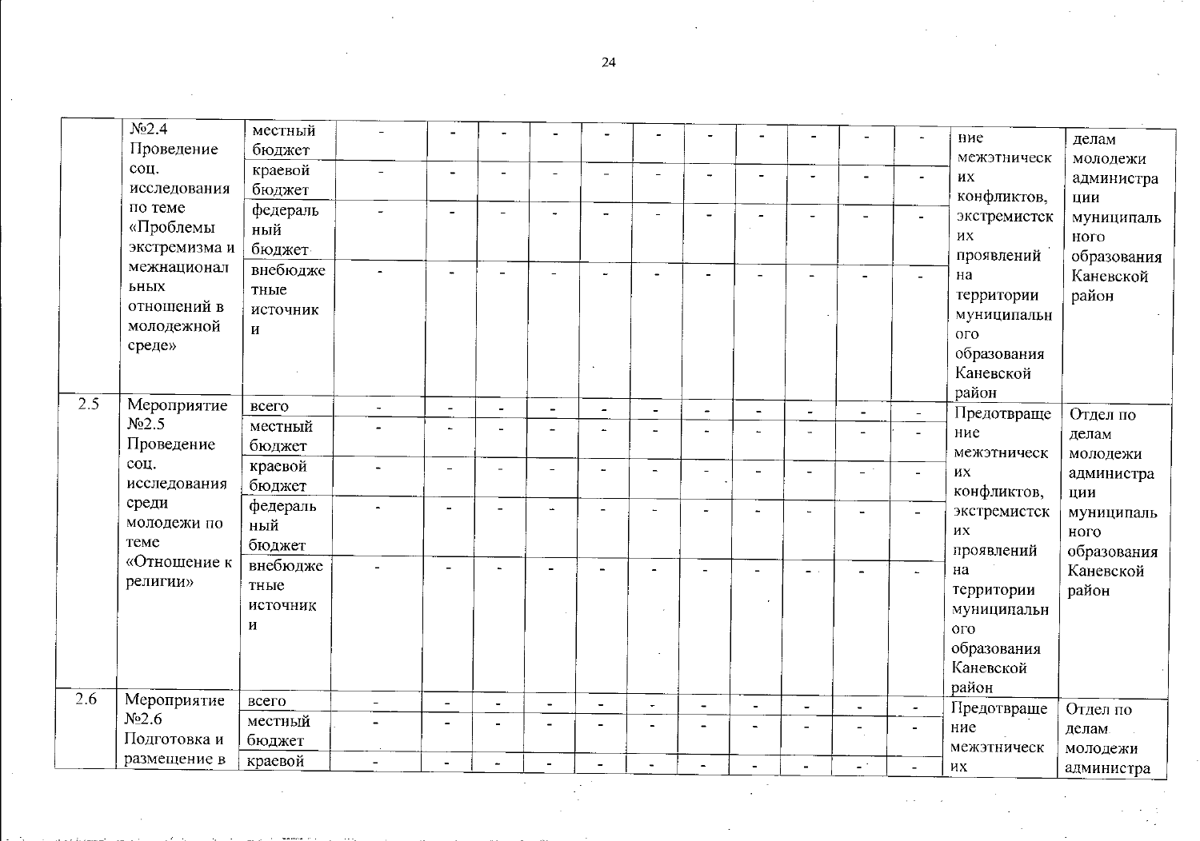| | | | | | | | | | | | | | | |
|---|---|---|---|---|---|---|---|---|---|---|---|---|---|---|
| | №2.4 Проведение соц. исследования по теме «Проблемы экстремизма и межнациональных отношений в молодежной среде» | местный бюджет | - | - | - | - | - | - | - | - | - | - | - | ние межэтнических конфликтов, экстремистских проявлений на территории муниципального образования Каневской район | делам молодежи администрации муниципального образования Каневской район |
| | | краевой бюджет | - | - | - | - | - | - | - | - | - | - | - | | |
| | | федеральный бюджет | - | - | - | - | - | - | - | - | - | - | - | | |
| | | внебюджетные источники | - | - | - | - | - | - | - | - | - | - | - | | |
| 2.5 | Мероприятие №2.5 Проведение соц. исследования среди молодежи по теме «Отношение к религии» | всего | - | - | - | - | - | - | - | - | - | - | - | Предотвращение межэтнических конфликтов, экстремистских проявлений на территории муниципального образования Каневской район | Отдел по делам молодежи администрации муниципального образования Каневской район |
| | | местный бюджет | - | - | - | - | - | - | - | - | - | - | - | | |
| | | краевой бюджет | - | - | - | - | - | - | - | - | - | - | - | | |
| | | федеральный бюджет | - | - | - | - | - | - | - | - | - | - | - | | |
| | | внебюджетные источники | - | - | - | - | - | - | - | - | - | - | - | | |
| 2.6 | Мероприятие №2.6 Подготовка и размещение в | всего | - | - | - | - | - | - | - | - | - | - | - | Предотвращение межэтнических | Отдел по делам молодежи администра |
| | | местный бюджет | - | - | - | - | - | - | - | - | - | - | - | | |
| | | краевой | - | - | - | - | - | - | - | - | - | - | - | | |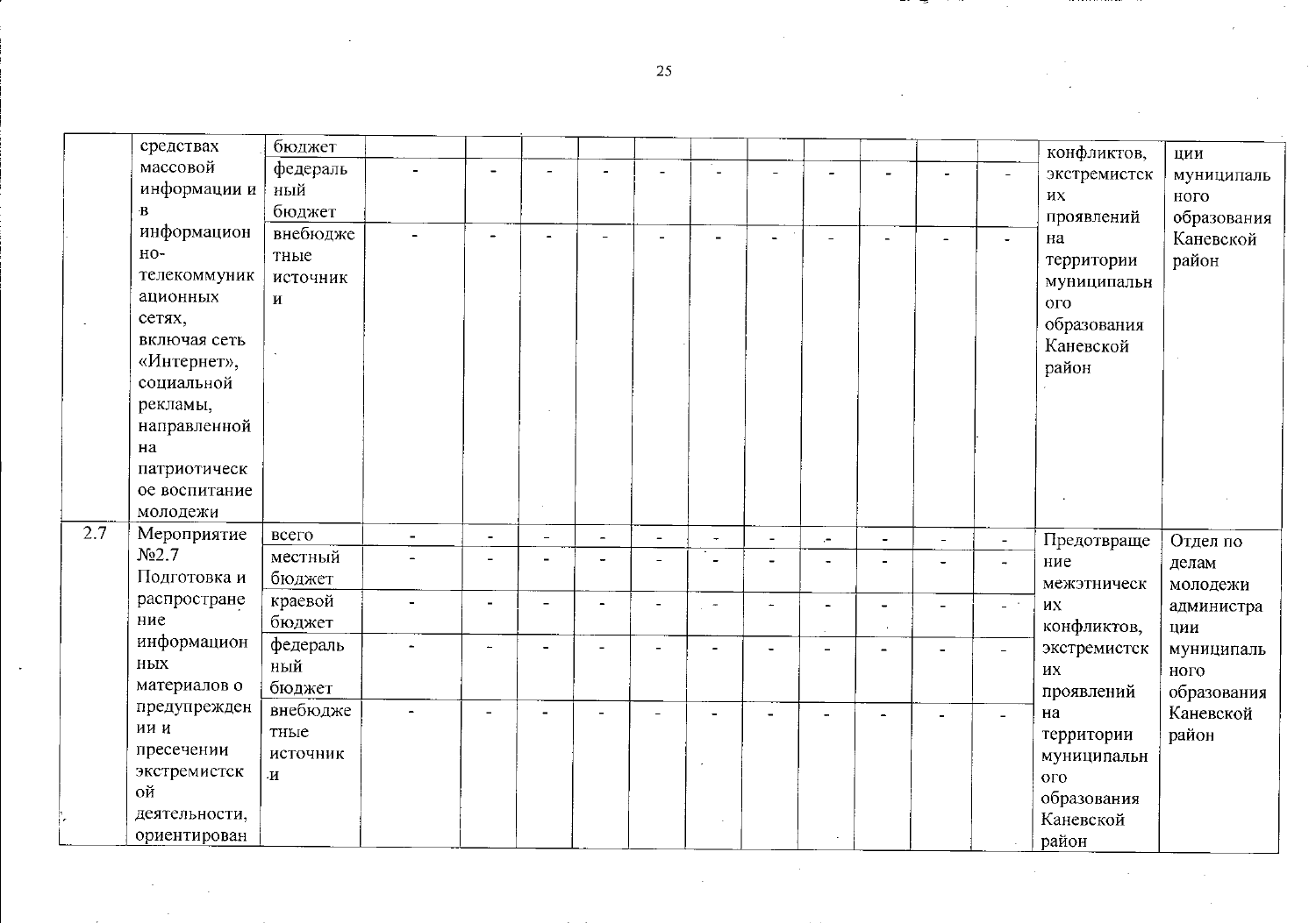| | | | | | | | | | | | | | | |
|---|---|---|---|---|---|---|---|---|---|---|---|---|---|---|
| | средствах массовой информации и в информационно-телекоммуникационных сетях, включая сеть «Интернет», социальной рекламы, направленной на патриотическое воспитание молодежи | бюджет | | | | | | | | | | | | конфликтов, экстремистских проявлений на территории муниципального образования Каневской район | ции муниципального образования Каневской район |
| | | федеральный бюджет | - | - | - | - | - | - | - | - | - | - | - | | |
| | | внебюджетные источники | - | - | - | - | - | - | - | - | - | - | - | | |
| 2.7 | Мероприятие №2.7 Подготовка и распространение информационных материалов о предупреждении и пресечении экстремистской деятельности, ориентирован | всего | - | - | - | - | - | - | - | - | - | - | - | Предотвращение межэтнических конфликтов, экстремистских проявлений на территории муниципального образования Каневской район | Отдел по делам молодежи администрации муниципального образования Каневской район |
| | | местный бюджет | - | - | - | - | - | - | - | - | - | - | - | | |
| | | краевой бюджет | - | - | - | - | - | - | - | - | - | - | - | | |
| | | федеральный бюджет | - | - | - | - | - | - | - | - | - | - | - | | |
| | | внебюджетные источники | - | - | - | - | - | - | - | - | - | - | - | | |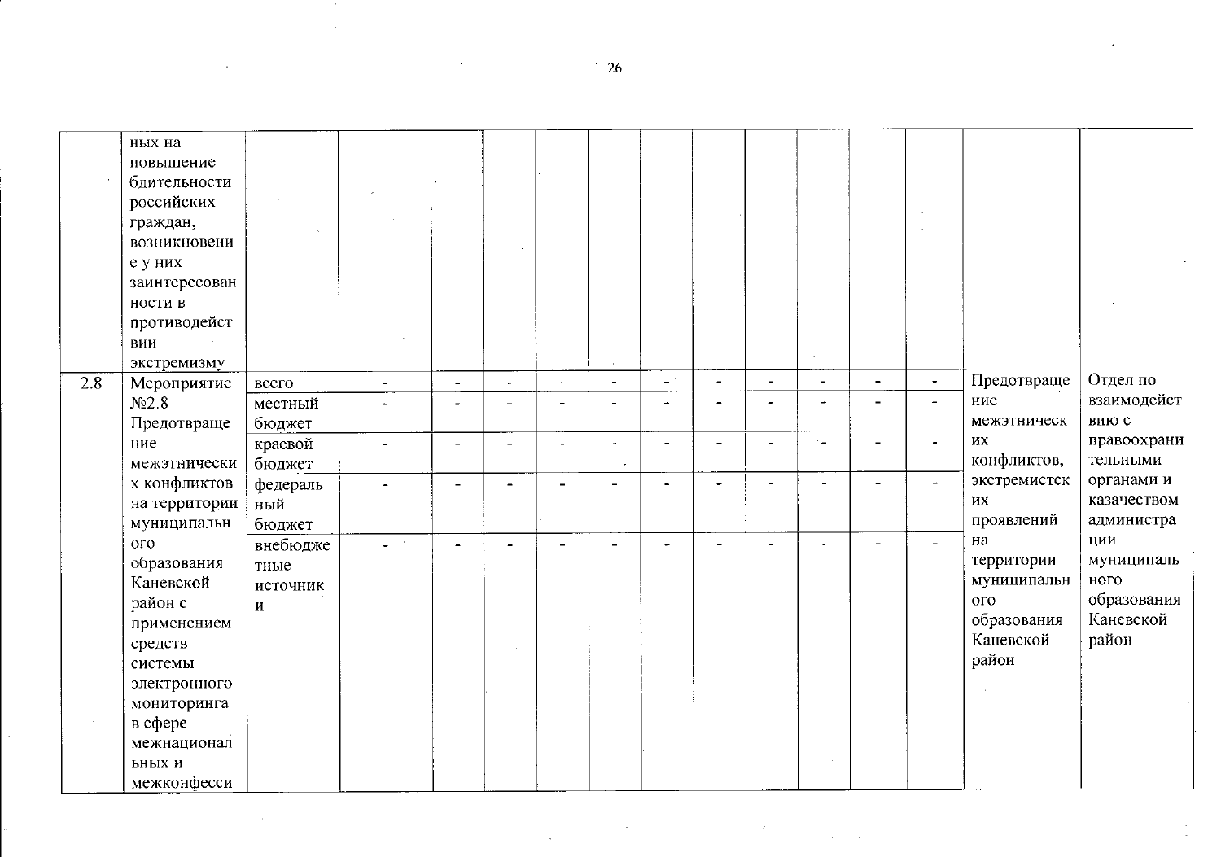| | | | | | | | | | | | | | | | |
|---|---|---|---|---|---|---|---|---|---|---|---|---|---|---|---|
| | ных на повышение бдительности российских граждан, возникновение у них заинтересованности в противодействии экстремизму | | | | | | | | | | | | | | |
| 2.8 | Мероприятие №2.8 Предотвращение межэтнических конфликтов на территории муниципального образования Каневской район с применением средств системы электронного мониторинга в сфере межнациональных и межконфесси | всего | - | - | - | - | - | - | - | - | - | - | - | Предотвращение межэтнических конфликтов, экстремистских проявлений на территории муниципального образования Каневской район | Отдел по взаимодействию с правоохранительными органами и казачеством администрации муниципального образования Каневской район |
| | | местный бюджет | - | - | - | - | - | - | - | - | - | - | - | | |
| | | краевой бюджет | - | - | - | - | - | - | - | - | - | - | - | | |
| | | федеральный бюджет | - | - | - | - | - | - | - | - | - | - | - | | |
| | | внебюджетные источники | - | - | - | - | - | - | - | - | - | - | - | | |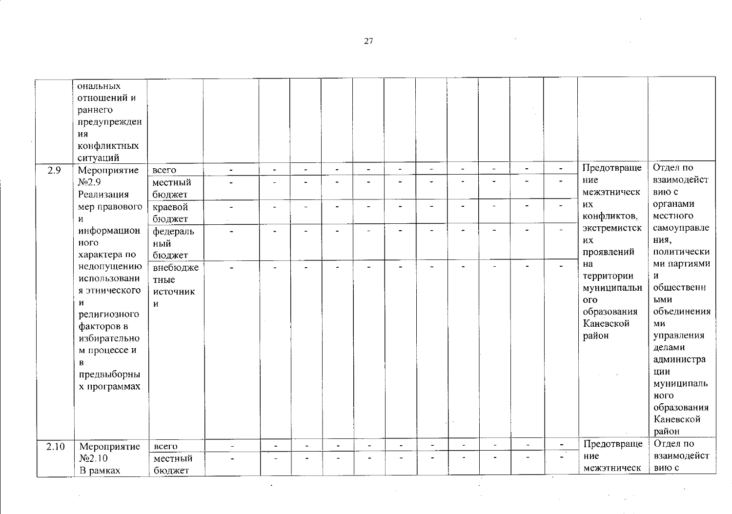| | | | | | | | | | | | | | | | |
|---|---|---|---|---|---|---|---|---|---|---|---|---|---|---|---|
| | ональных отношений и раннего предупреждения конфликтных ситуаций | | | | | | | | | | | | | | |
| 2.9 | Мероприятие №2.9 Реализация мер правового и информационного характера по недопущению использования этнического и религиозного факторов в избирательном процессе и в предвыборных программах | всего | - | - | - | - | - | - | - | - | - | - | - | Предотвращение межэтнических конфликтов, экстремистских проявлений на территории муниципального образования Каневской район | Отдел по взаимодействию с органами местного самоуправления, политическими партиями и общественными объединениями управления делами администрации муниципального образования Каневской район |
| | | местный бюджет | - | - | - | - | - | - | - | - | - | - | - | | |
| | | краевой бюджет | - | - | - | - | - | - | - | - | - | - | - | | |
| | | федеральный бюджет | - | - | - | - | - | - | - | - | - | - | - | | |
| | | внебюджетные источники | - | - | - | - | - | - | - | - | - | - | - | | |
| 2.10 | Мероприятие №2.10 В рамках | всего | - | - | - | - | - | - | - | - | - | - | - | Предотвращение межэтническ | Отдел по взаимодействию с |
| | | местный бюджет | - | - | - | - | - | - | - | - | - | - | - | | |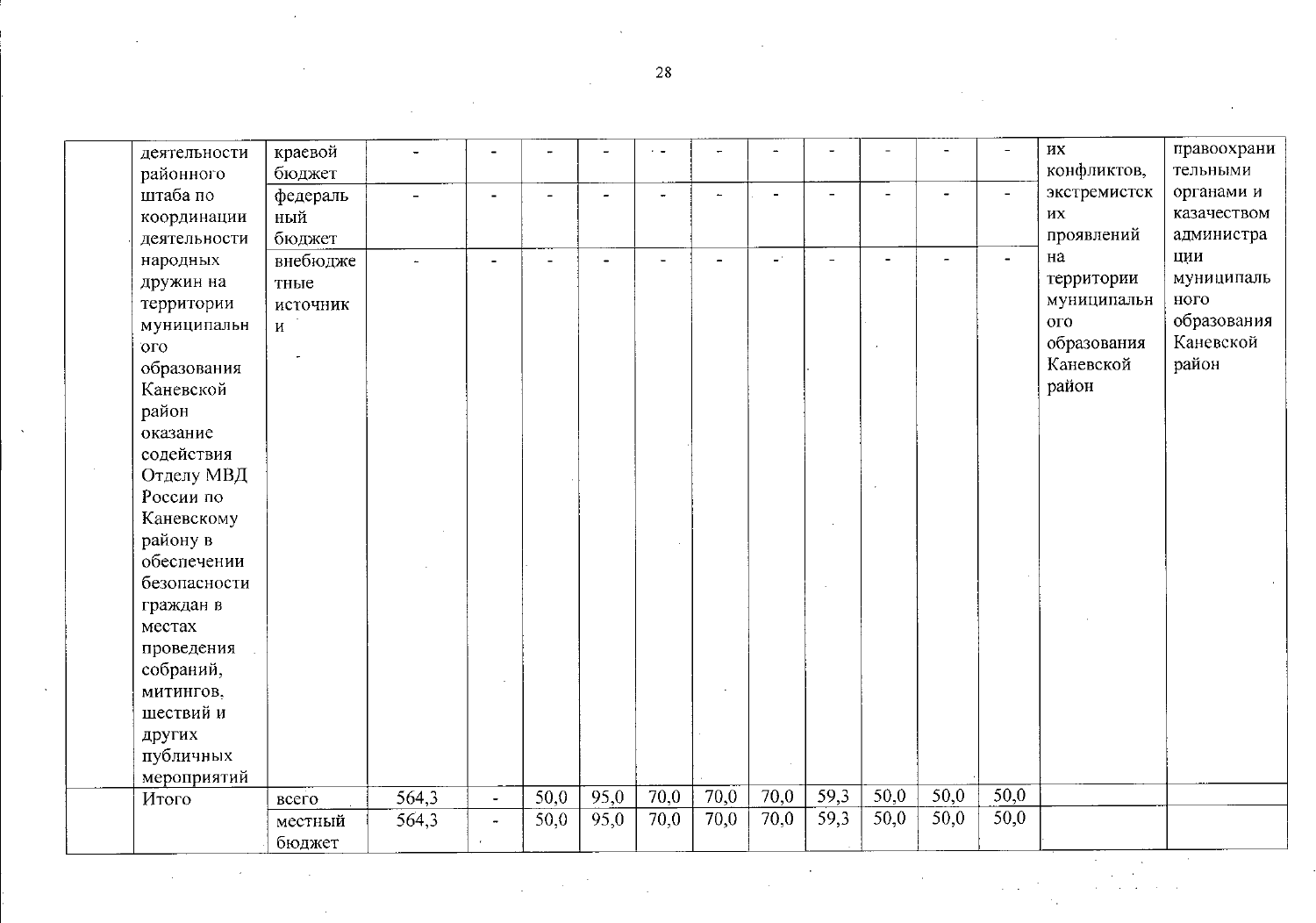| | | | | | | | | | | | | | | | |
|---|---|---|---|---|---|---|---|---|---|---|---|---|---|---|---|
| | деятельности районного штаба по координации деятельности народных дружин на территории муниципального образования Каневской район оказание содействия Отделу МВД России по Каневскому району в обеспечении безопасности граждан в местах проведения собраний, митингов, шествий и других публичных мероприятий | краевой бюджет | - | - | - | - | - | - | - | - | - | - | - | их конфликтов, экстремистских проявлений на территории муниципального образования Каневской район | правоохранительными органами и казачеством администрации муниципального образования Каневской район |
| | | федеральный бюджет | - | - | - | - | - | - | - | - | - | - | - | | |
| | | внебюджетные источники | - | - | - | - | - | - | - | - | - | - | - | | |
| | Итого | всего | 564,3 | - | 50,0 | 95,0 | 70,0 | 70,0 | 70,0 | 59,3 | 50,0 | 50,0 | 50,0 | | |
| | | местный бюджет | 564,3 | - | 50,0 | 95,0 | 70,0 | 70,0 | 70,0 | 59,3 | 50,0 | 50,0 | 50,0 | | |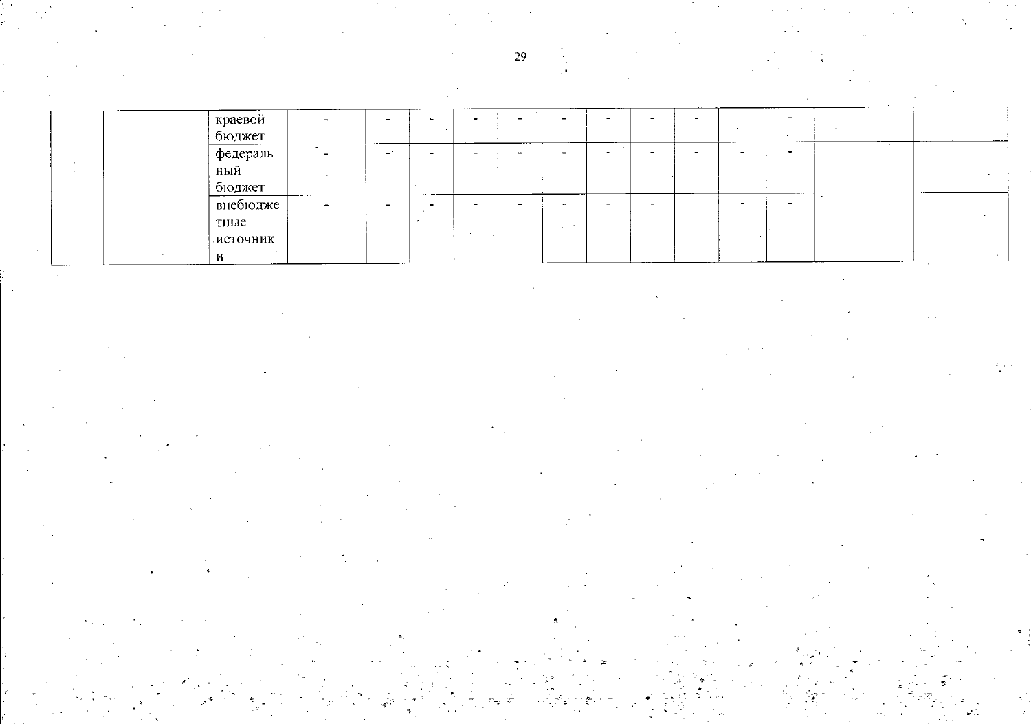| | | | | | | | | | | | | | | |
|---|---|---|---|---|---|---|---|---|---|---|---|---|---|---|
| | | краевой бюджет | - | - | - | - | - | - | - | - | - | - | - | | |
| | | федеральный бюджет | - | - | - | - | - | - | - | - | - | - | - | | |
| | | внебюджетные источники | - | - | - | - | - | - | - | - | - | - | - | | |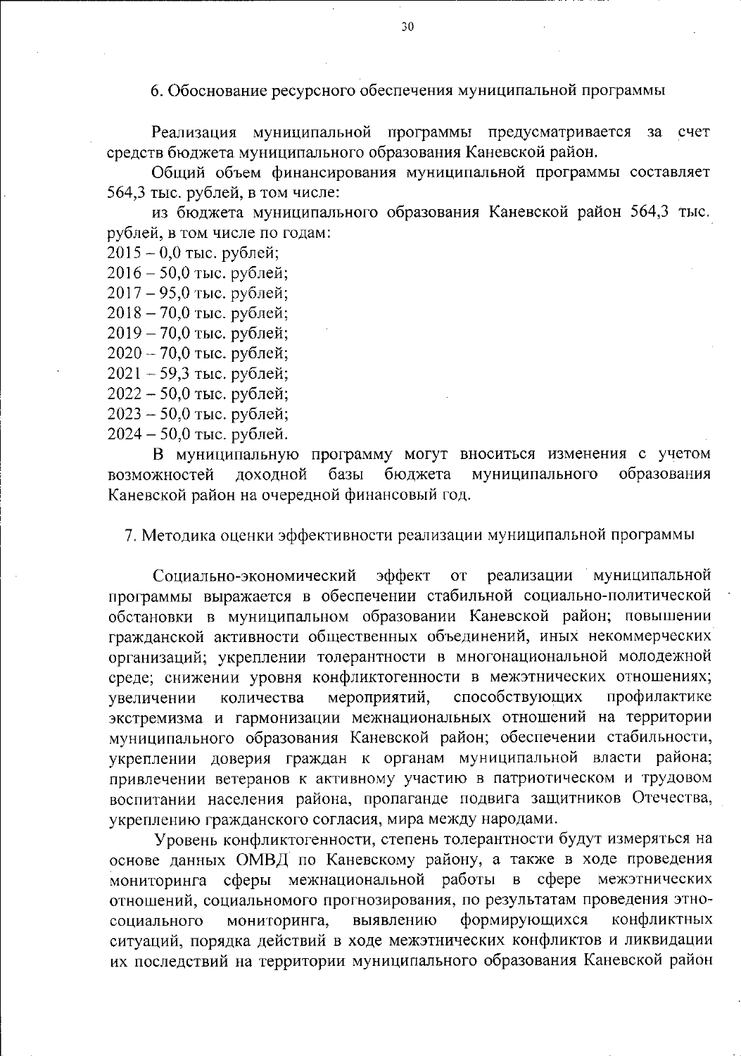## 6. Обоснование ресурсного обеспечения муниципальной программы

Реализация муниципальной программы предусматривается за счет средств бюджета муниципального образования Каневской район.

Общий объем финансирования муниципальной программы составляет 564,3 тыс. рублей, в том числе:

из бюджета муниципального образования Каневской район 564,3 тыс. рублей, в том числе по годам:

2015 – 0,0 тыс. рублей;
2016 – 50,0 тыс. рублей;
2017 – 95,0 тыс. рублей;
2018 – 70,0 тыс. рублей;
2019 – 70,0 тыс. рублей;
2020 – 70,0 тыс. рублей;
2021 – 59,3 тыс. рублей;
2022 – 50,0 тыс. рублей;
2023 – 50,0 тыс. рублей;
2024 – 50,0 тыс. рублей.

В муниципальную программу могут вноситься изменения с учетом возможностей доходной базы бюджета муниципального образования Каневской район на очередной финансовый год.

## 7. Методика оценки эффективности реализации муниципальной программы

Социально-экономический эффект от реализации муниципальной программы выражается в обеспечении стабильной социально-политической обстановки в муниципальном образовании Каневской район; повышении гражданской активности общественных объединений, иных некоммерческих организаций; укреплении толерантности в многонациональной молодежной среде; снижении уровня конфликтогенности в межэтнических отношениях; увеличении количества мероприятий, способствующих профилактике экстремизма и гармонизации межнациональных отношений на территории муниципального образования Каневской район; обеспечении стабильности, укреплении доверия граждан к органам муниципальной власти района; привлечении ветеранов к активному участию в патриотическом и трудовом воспитании населения района, пропаганде подвига защитников Отечества, укреплению гражданского согласия, мира между народами.

Уровень конфликтогенности, степень толерантности будут измеряться на основе данных ОМВД по Каневскому району, а также в ходе проведения мониторинга сферы межнациональной работы в сфере межэтнических отношений, социального прогнозирования, по результатам проведения этно-социального мониторинга, выявлению формирующихся конфликтных ситуаций, порядка действий в ходе межэтнических конфликтов и ликвидации их последствий на территории муниципального образования Каневской район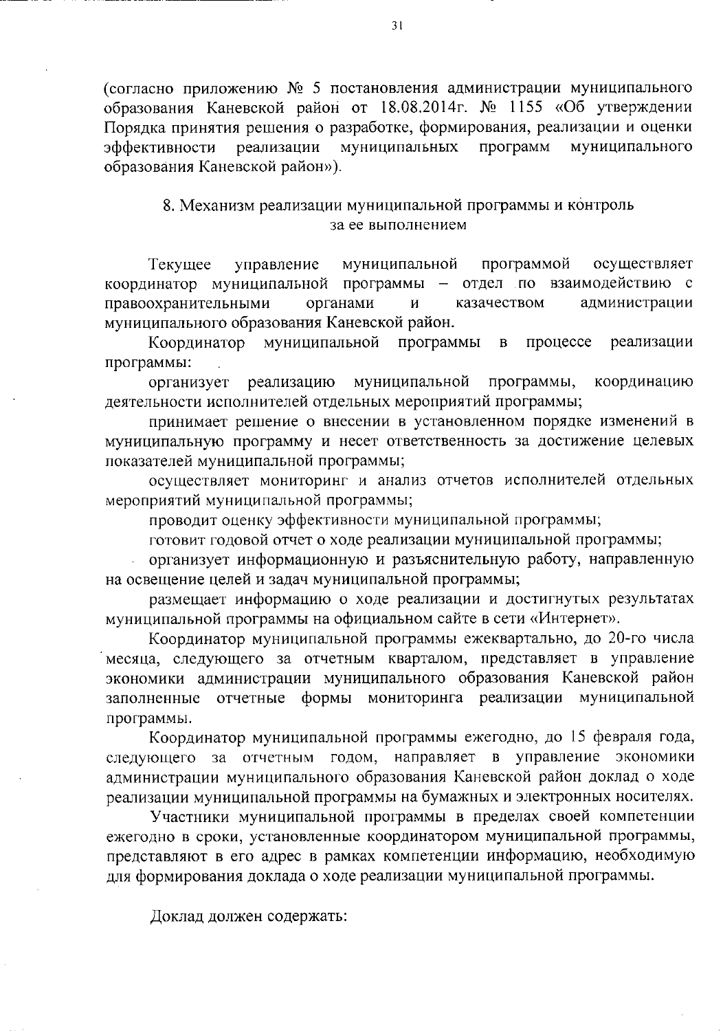(согласно приложению № 5 постановления администрации муниципального образования Каневской район от 18.08.2014г. № 1155 «Об утверждении Порядка принятия решения о разработке, формирования, реализации и оценки эффективности реализации муниципальных программ муниципального образования Каневской район»).

## 8. Механизм реализации муниципальной программы и контроль за ее выполнением

Текущее управление муниципальной программой осуществляет координатор муниципальной программы – отдел по взаимодействию с правоохранительными органами и казачеством администрации муниципального образования Каневской район.

Координатор муниципальной программы в процессе реализации программы:

организует реализацию муниципальной программы, координацию деятельности исполнителей отдельных мероприятий программы;

принимает решение о внесении в установленном порядке изменений в муниципальную программу и несет ответственность за достижение целевых показателей муниципальной программы;

осуществляет мониторинг и анализ отчетов исполнителей отдельных мероприятий муниципальной программы;

проводит оценку эффективности муниципальной программы;

готовит годовой отчет о ходе реализации муниципальной программы;

организует информационную и разъяснительную работу, направленную на освещение целей и задач муниципальной программы;

размещает информацию о ходе реализации и достигнутых результатах муниципальной программы на официальном сайте в сети «Интернет».

Координатор муниципальной программы ежеквартально, до 20-го числа месяца, следующего за отчетным кварталом, представляет в управление экономики администрации муниципального образования Каневской район заполненные отчетные формы мониторинга реализации муниципальной программы.

Координатор муниципальной программы ежегодно, до 15 февраля года, следующего за отчетным годом, направляет в управление экономики администрации муниципального образования Каневской район доклад о ходе реализации муниципальной программы на бумажных и электронных носителях.

Участники муниципальной программы в пределах своей компетенции ежегодно в сроки, установленные координатором муниципальной программы, представляют в его адрес в рамках компетенции информацию, необходимую для формирования доклада о ходе реализации муниципальной программы.

Доклад должен содержать: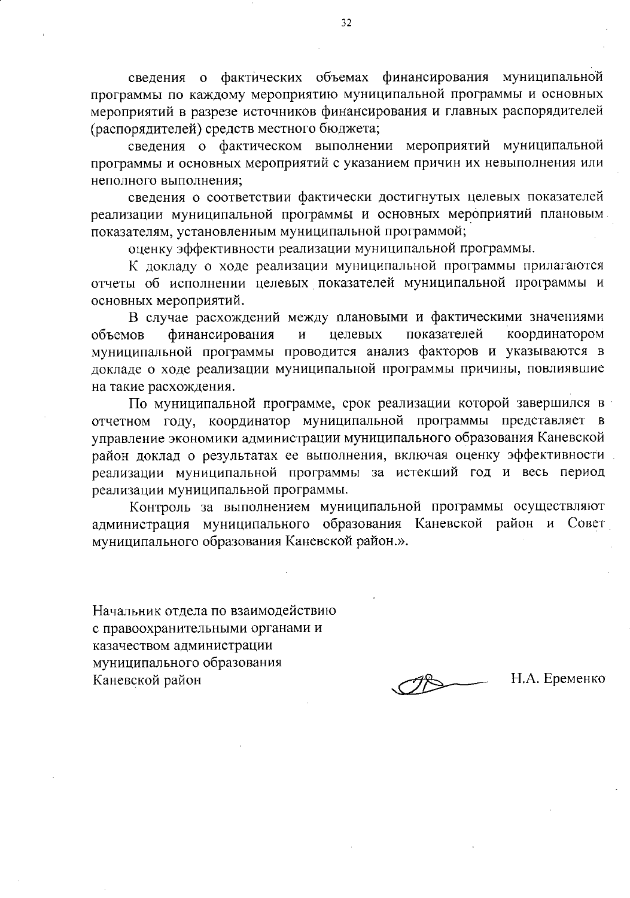сведения о фактических объемах финансирования муниципальной программы по каждому мероприятию муниципальной программы и основных мероприятий в разрезе источников финансирования и главных распорядителей (распорядителей) средств местного бюджета;

сведения о фактическом выполнении мероприятий муниципальной программы и основных мероприятий с указанием причин их невыполнения или неполного выполнения;

сведения о соответствии фактически достигнутых целевых показателей реализации муниципальной программы и основных мероприятий плановым показателям, установленным муниципальной программой;

оценку эффективности реализации муниципальной программы.

К докладу о ходе реализации муниципальной программы прилагаются отчеты об исполнении целевых показателей муниципальной программы и основных мероприятий.

В случае расхождений между плановыми и фактическими значениями объемов финансирования и целевых показателей координатором муниципальной программы проводится анализ факторов и указываются в докладе о ходе реализации муниципальной программы причины, повлиявшие на такие расхождения.

По муниципальной программе, срок реализации которой завершился в отчетном году, координатор муниципальной программы представляет в управление экономики администрации муниципального образования Каневской район доклад о результатах ее выполнения, включая оценку эффективности реализации муниципальной программы за истекший год и весь период реализации муниципальной программы.

Контроль за выполнением муниципальной программы осуществляют администрация муниципального образования Каневской район и Совет муниципального образования Каневской район.».

Начальник отдела по взаимодействию
с правоохранительными органами и
казачеством администрации
муниципального образования
Каневской район Н.А. Еременко